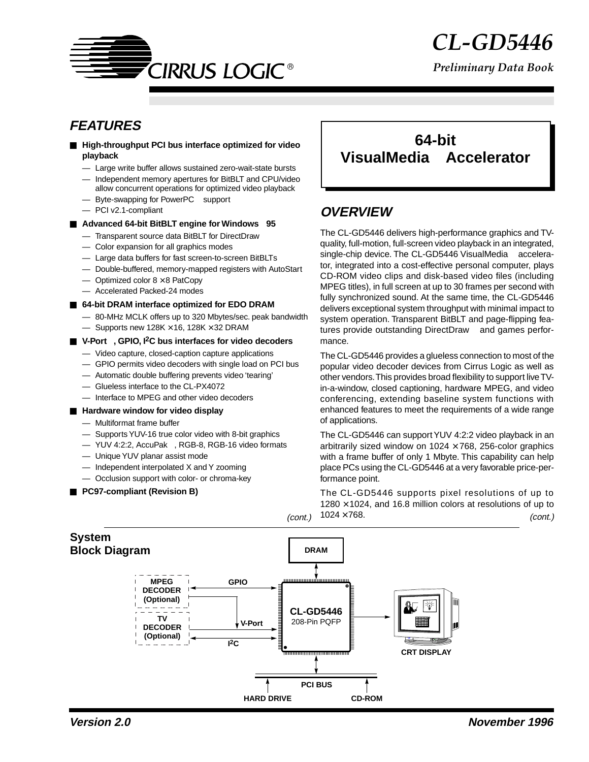# CL-GD5446

*Preliminary Data Book*

## FEATURES

- **High-throughput PCI bus interface optimized for video playback**
  - Large write buffer allows sustained zero-wait-state bursts
  - Independent memory apertures for BitBLT and CPU/video allow concurrent operations for optimized video playback
  - Byte-swapping for PowerPC support
  - PCI v2.1-compliant
- **Advanced 64-bit BitBLT engine for Windows 95**
  - Transparent source data BitBLT for DirectDraw
  - Color expansion for all graphics modes
  - Large data buffers for fast screen-to-screen BitBLTs
  - Double-buffered, memory-mapped registers with AutoStart
  - Optimized color 8 × 8 PatCopy
  - Accelerated Packed-24 modes
- **64-bit DRAM interface optimized for EDO DRAM**
  - 80-MHz MCLK offers up to 320 Mbytes/sec. peak bandwidth
  - Supports new 128K × 16, 128K × 32 DRAM
- **V-Port, GPIO, I²C bus interfaces for video decoders**
  - Video capture, closed-caption capture applications
  - GPIO permits video decoders with single load on PCI bus
  - Automatic double buffering prevents video 'tearing'
  - Glueless interface to the CL-PX4072
  - Interface to MPEG and other video decoders
- **Hardware window for video display**
  - Multiformat frame buffer
  - Supports YUV-16 true color video with 8-bit graphics
  - YUV 4:2:2, AccuPak, RGB-8, RGB-16 video formats
  - Unique YUV planar assist mode
  - Independent interpolated X and Y zooming
  - Occlusion support with color- or chroma-key
- **PC97-compliant (Revision B)**

*(cont.)*

## 64-bit VisualMedia Accelerator

## OVERVIEW

The CL-GD5446 delivers high-performance graphics and TV-quality, full-motion, full-screen video playback in an integrated, single-chip device. The CL-GD5446 VisualMedia accelerator, integrated into a cost-effective personal computer, plays CD-ROM video clips and disk-based video files (including MPEG titles), in full screen at up to 30 frames per second with fully synchronized sound. At the same time, the CL-GD5446 delivers exceptional system throughput with minimal impact to system operation. Transparent BitBLT and page-flipping features provide outstanding DirectDraw and games performance.

The CL-GD5446 provides a glueless connection to most of the popular video decoder devices from Cirrus Logic as well as other vendors. This provides broad flexibility to support live TV-in-a-window, closed captioning, hardware MPEG, and video conferencing, extending baseline system functions with enhanced features to meet the requirements of a wide range of applications.

The CL-GD5446 can support YUV 4:2:2 video playback in an arbitrarily sized window on 1024 × 768, 256-color graphics with a frame buffer of only 1 Mbyte. This capability can help place PCs using the CL-GD5446 at a very favorable price-performance point.

The CL-GD5446 supports pixel resolutions of up to 1280 × 1024, and 16.8 million colors at resolutions of up to 1024 × 768.

*(cont.)*

## System Block Diagram

DRAM; MPEG DECODER (Optional); TV DECODER (Optional); GPIO; V-Port; I²C; CL-GD5446 208-Pin PQFP; CRT DISPLAY; PCI BUS; HARD DRIVE; CD-ROM

**Version 2.0** **November 1996**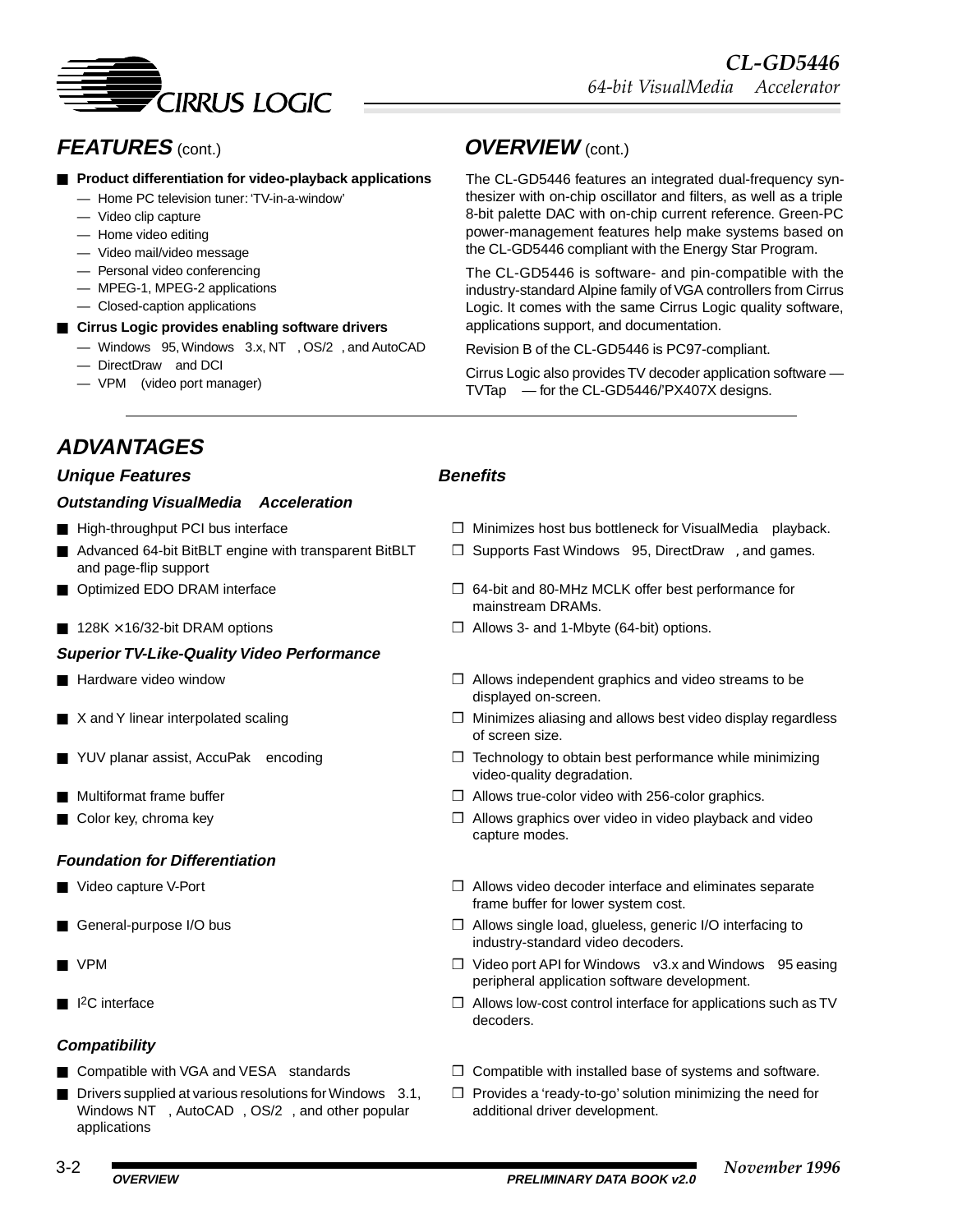## FEATURES (cont.)

- **Product differentiation for video-playback applications**
  - — Home PC television tuner: 'TV-in-a-window'
  - — Video clip capture
  - — Home video editing
  - — Video mail/video message
  - — Personal video conferencing
  - — MPEG-1, MPEG-2 applications
  - — Closed-caption applications
- **Cirrus Logic provides enabling software drivers**
  - — Windows 95, Windows 3.x, NT, OS/2, and AutoCAD
  - — DirectDraw and DCI
  - — VPM (video port manager)

## OVERVIEW (cont.)

The CL-GD5446 features an integrated dual-frequency synthesizer with on-chip oscillator and filters, as well as a triple 8-bit palette DAC with on-chip current reference. Green-PC power-management features help make systems based on the CL-GD5446 compliant with the Energy Star Program.

The CL-GD5446 is software- and pin-compatible with the industry-standard Alpine family of VGA controllers from Cirrus Logic. It comes with the same Cirrus Logic quality software, applications support, and documentation.

Revision B of the CL-GD5446 is PC97-compliant.

Cirrus Logic also provides TV decoder application software — TVTap — for the CL-GD5446/'PX407X designs.

## ADVANTAGES

| Unique Features | Benefits |
|---|---|
| ***Outstanding VisualMedia Acceleration*** | |
| ■ High-throughput PCI bus interface | ❒ Minimizes host bus bottleneck for VisualMedia playback. |
| ■ Advanced 64-bit BitBLT engine with transparent BitBLT and page-flip support | ❒ Supports Fast Windows 95, DirectDraw, and games. |
| ■ Optimized EDO DRAM interface | ❒ 64-bit and 80-MHz MCLK offer best performance for mainstream DRAMs. |
| ■ 128K × 16/32-bit DRAM options | ❒ Allows 3- and 1-Mbyte (64-bit) options. |
| ***Superior TV-Like-Quality Video Performance*** | |
| ■ Hardware video window | ❒ Allows independent graphics and video streams to be displayed on-screen. |
| ■ X and Y linear interpolated scaling | ❒ Minimizes aliasing and allows best video display regardless of screen size. |
| ■ YUV planar assist, AccuPak encoding | ❒ Technology to obtain best performance while minimizing video-quality degradation. |
| ■ Multiformat frame buffer | ❒ Allows true-color video with 256-color graphics. |
| ■ Color key, chroma key | ❒ Allows graphics over video in video playback and video capture modes. |
| ***Foundation for Differentiation*** | |
| ■ Video capture V-Port | ❒ Allows video decoder interface and eliminates separate frame buffer for lower system cost. |
| ■ General-purpose I/O bus | ❒ Allows single load, glueless, generic I/O interfacing to industry-standard video decoders. |
| ■ VPM | ❒ Video port API for Windows v3.x and Windows 95 easing peripheral application software development. |
| ■ I²C interface | ❒ Allows low-cost control interface for applications such as TV decoders. |
| ***Compatibility*** | |
| ■ Compatible with VGA and VESA standards | ❒ Compatible with installed base of systems and software. |
| ■ Drivers supplied at various resolutions for Windows 3.1, Windows NT, AutoCAD, OS/2, and other popular applications | ❒ Provides a 'ready-to-go' solution minimizing the need for additional driver development. |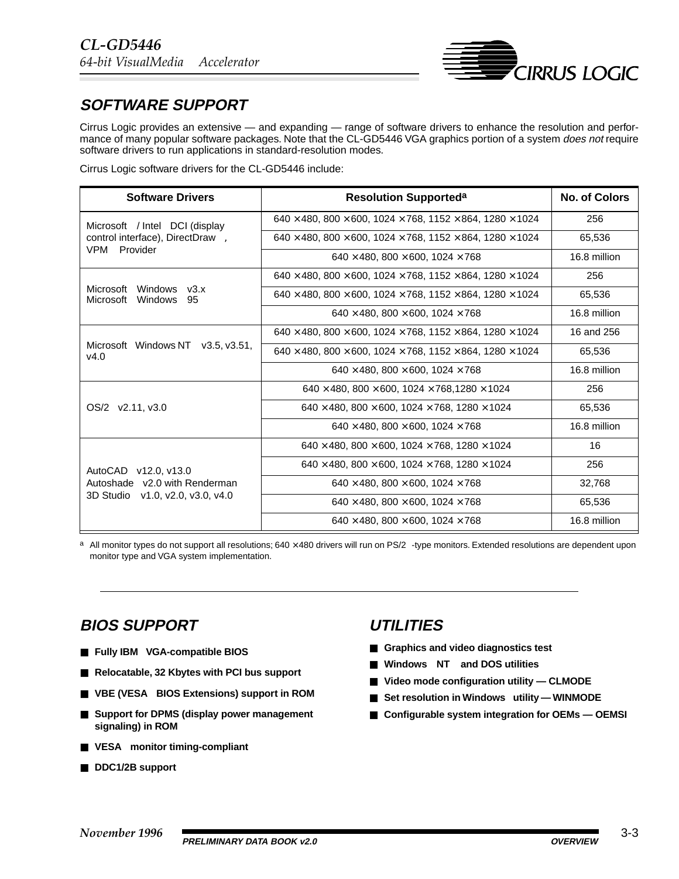## SOFTWARE SUPPORT

Cirrus Logic provides an extensive — and expanding — range of software drivers to enhance the resolution and performance of many popular software packages. Note that the CL-GD5446 VGA graphics portion of a system *does not* require software drivers to run applications in standard-resolution modes.

Cirrus Logic software drivers for the CL-GD5446 include:

| Software Drivers | Resolution Supported[a] | No. of Colors |
|---|---|---|
| Microsoft / Intel DCI (display control interface), DirectDraw , VPM Provider | 640 × 480, 800 × 600, 1024 × 768, 1152 × 864, 1280 × 1024 | 256 |
| | 640 × 480, 800 × 600, 1024 × 768, 1152 × 864, 1280 × 1024 | 65,536 |
| | 640 × 480, 800 × 600, 1024 × 768 | 16.8 million |
| Microsoft Windows v3.x<br>Microsoft Windows 95 | 640 × 480, 800 × 600, 1024 × 768, 1152 × 864, 1280 × 1024 | 256 |
| | 640 × 480, 800 × 600, 1024 × 768, 1152 × 864, 1280 × 1024 | 65,536 |
| | 640 × 480, 800 × 600, 1024 × 768 | 16.8 million |
| Microsoft Windows NT v3.5, v3.51, v4.0 | 640 × 480, 800 × 600, 1024 × 768, 1152 × 864, 1280 × 1024 | 16 and 256 |
| | 640 × 480, 800 × 600, 1024 × 768, 1152 × 864, 1280 × 1024 | 65,536 |
| | 640 × 480, 800 × 600, 1024 × 768 | 16.8 million |
| OS/2 v2.11, v3.0 | 640 × 480, 800 × 600, 1024 × 768,1280 × 1024 | 256 |
| | 640 × 480, 800 × 600, 1024 × 768, 1280 × 1024 | 65,536 |
| | 640 × 480, 800 × 600, 1024 × 768 | 16.8 million |
| AutoCAD v12.0, v13.0<br>Autoshade v2.0 with Renderman<br>3D Studio v1.0, v2.0, v3.0, v4.0 | 640 × 480, 800 × 600, 1024 × 768, 1280 × 1024 | 16 |
| | 640 × 480, 800 × 600, 1024 × 768, 1280 × 1024 | 256 |
| | 640 × 480, 800 × 600, 1024 × 768 | 32,768 |
| | 640 × 480, 800 × 600, 1024 × 768 | 65,536 |
| | 640 × 480, 800 × 600, 1024 × 768 | 16.8 million |

[a] All monitor types do not support all resolutions; 640 × 480 drivers will run on PS/2 -type monitors. Extended resolutions are dependent upon monitor type and VGA system implementation.

## BIOS SUPPORT

- **Fully IBM VGA-compatible BIOS**
- **Relocatable, 32 Kbytes with PCI bus support**
- **VBE (VESA BIOS Extensions) support in ROM**
- **Support for DPMS (display power management signaling) in ROM**
- **VESA monitor timing-compliant**
- **DDC1/2B support**

## UTILITIES

- **Graphics and video diagnostics test**
- **Windows NT and DOS utilities**
- **Video mode configuration utility — CLMODE**
- **Set resolution in Windows utility — WINMODE**
- **Configurable system integration for OEMs — OEMSI**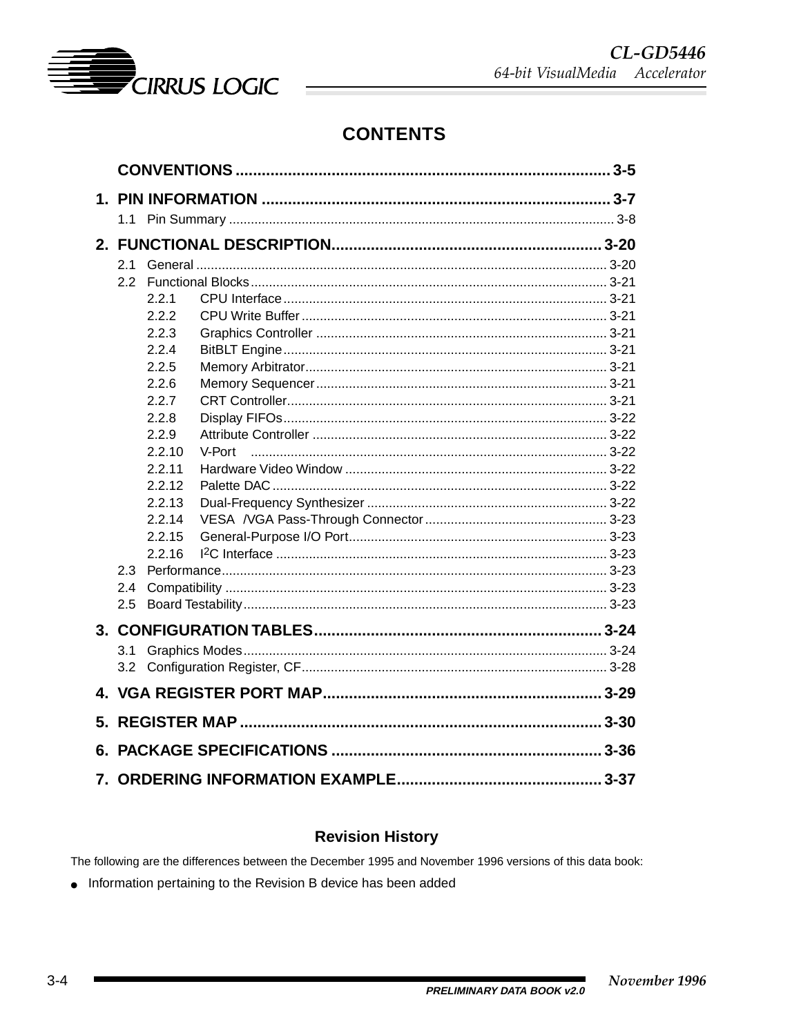# CONTENTS

CONVENTIONS ..................................................................................... 3-5

1. PIN INFORMATION ................................................................................ 3-7
   - 1.1 Pin Summary ........................................................................................................ 3-8

2. FUNCTIONAL DESCRIPTION............................................................. 3-20
   - 2.1 General ................................................................................................................ 3-20
   - 2.2 Functional Blocks ................................................................................................. 3-21
     - 2.2.1 CPU Interface ........................................................................................ 3-21
     - 2.2.2 CPU Write Buffer ................................................................................... 3-21
     - 2.2.3 Graphics Controller ............................................................................... 3-21
     - 2.2.4 BitBLT Engine ........................................................................................ 3-21
     - 2.2.5 Memory Arbitrator .................................................................................. 3-21
     - 2.2.6 Memory Sequencer ............................................................................... 3-21
     - 2.2.7 CRT Controller ....................................................................................... 3-21
     - 2.2.8 Display FIFOs ........................................................................................ 3-22
     - 2.2.9 Attribute Controller ................................................................................ 3-22
     - 2.2.10 V-Port ................................................................................................. 3-22
     - 2.2.11 Hardware Video Window ....................................................................... 3-22
     - 2.2.12 Palette DAC ........................................................................................... 3-22
     - 2.2.13 Dual-Frequency Synthesizer ................................................................. 3-22
     - 2.2.14 VESA /VGA Pass-Through Connector ................................................. 3-23
     - 2.2.15 General-Purpose I/O Port ...................................................................... 3-23
     - 2.2.16 I2C Interface .......................................................................................... 3-23
   - 2.3 Performance ......................................................................................................... 3-23
   - 2.4 Compatibility ........................................................................................................ 3-23
   - 2.5 Board Testability ................................................................................................... 3-23

3. CONFIGURATION TABLES................................................................. 3-24
   - 3.1 Graphics Modes ................................................................................................... 3-24
   - 3.2 Configuration Register, CF ................................................................................... 3-28

4. VGA REGISTER PORT MAP................................................................ 3-29

5. REGISTER MAP ................................................................................... 3-30

6. PACKAGE SPECIFICATIONS ............................................................. 3-36

7. ORDERING INFORMATION EXAMPLE............................................... 3-37

## Revision History

The following are the differences between the December 1995 and November 1996 versions of this data book:

- Information pertaining to the Revision B device has been added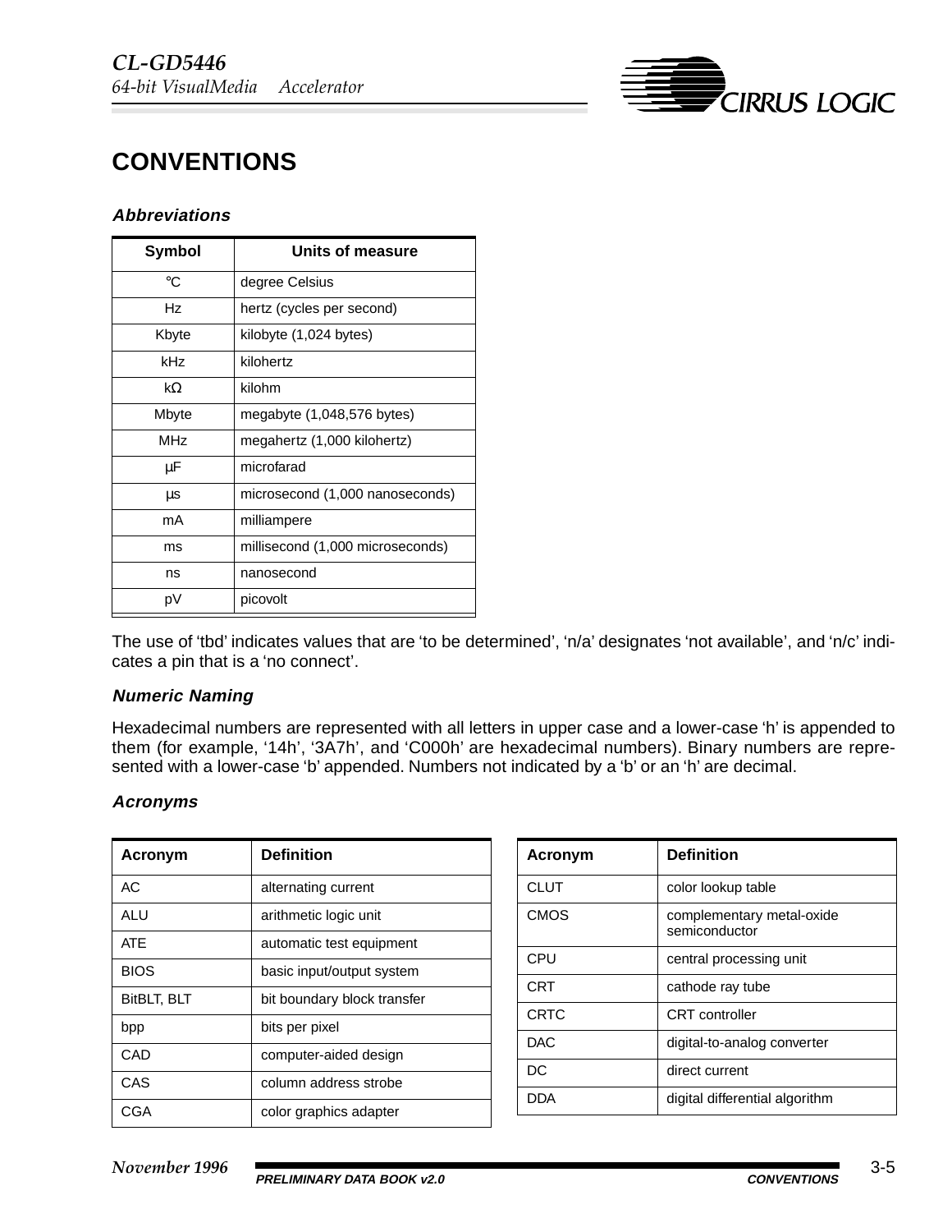# CONVENTIONS

### Abbreviations

| Symbol | Units of measure |
|---|---|
| °C | degree Celsius |
| Hz | hertz (cycles per second) |
| Kbyte | kilobyte (1,024 bytes) |
| kHz | kilohertz |
| kΩ | kilohm |
| Mbyte | megabyte (1,048,576 bytes) |
| MHz | megahertz (1,000 kilohertz) |
| µF | microfarad |
| µs | microsecond (1,000 nanoseconds) |
| mA | milliampere |
| ms | millisecond (1,000 microseconds) |
| ns | nanosecond |
| pV | picovolt |

The use of 'tbd' indicates values that are 'to be determined', 'n/a' designates 'not available', and 'n/c' indicates a pin that is a 'no connect'.

### Numeric Naming

Hexadecimal numbers are represented with all letters in upper case and a lower-case 'h' is appended to them (for example, '14h', '3A7h', and 'C000h' are hexadecimal numbers). Binary numbers are represented with a lower-case 'b' appended. Numbers not indicated by a 'b' or an 'h' are decimal.

### Acronyms

| Acronym | Definition |
|---|---|
| AC | alternating current |
| ALU | arithmetic logic unit |
| ATE | automatic test equipment |
| BIOS | basic input/output system |
| BitBLT, BLT | bit boundary block transfer |
| bpp | bits per pixel |
| CAD | computer-aided design |
| CAS | column address strobe |
| CGA | color graphics adapter |
| CLUT | color lookup table |
| CMOS | complementary metal-oxide semiconductor |
| CPU | central processing unit |
| CRT | cathode ray tube |
| CRTC | CRT controller |
| DAC | digital-to-analog converter |
| DC | direct current |
| DDA | digital differential algorithm |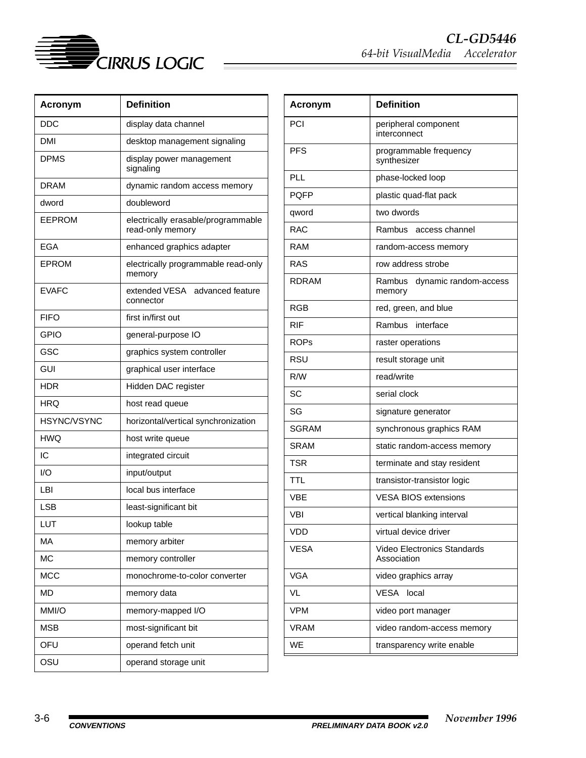| Acronym | Definition |
|---|---|
| DDC | display data channel |
| DMI | desktop management signaling |
| DPMS | display power management signaling |
| DRAM | dynamic random access memory |
| dword | doubleword |
| EEPROM | electrically erasable/programmable read-only memory |
| EGA | enhanced graphics adapter |
| EPROM | electrically programmable read-only memory |
| EVAFC | extended VESA advanced feature connector |
| FIFO | first in/first out |
| GPIO | general-purpose IO |
| GSC | graphics system controller |
| GUI | graphical user interface |
| HDR | Hidden DAC register |
| HRQ | host read queue |
| HSYNC/VSYNC | horizontal/vertical synchronization |
| HWQ | host write queue |
| IC | integrated circuit |
| I/O | input/output |
| LBI | local bus interface |
| LSB | least-significant bit |
| LUT | lookup table |
| MA | memory arbiter |
| MC | memory controller |
| MCC | monochrome-to-color converter |
| MD | memory data |
| MMI/O | memory-mapped I/O |
| MSB | most-significant bit |
| OFU | operand fetch unit |
| OSU | operand storage unit |

| Acronym | Definition |
|---|---|
| PCI | peripheral component interconnect |
| PFS | programmable frequency synthesizer |
| PLL | phase-locked loop |
| PQFP | plastic quad-flat pack |
| qword | two dwords |
| RAC | Rambus access channel |
| RAM | random-access memory |
| RAS | row address strobe |
| RDRAM | Rambus dynamic random-access memory |
| RGB | red, green, and blue |
| RIF | Rambus interface |
| ROPs | raster operations |
| RSU | result storage unit |
| R/W | read/write |
| SC | serial clock |
| SG | signature generator |
| SGRAM | synchronous graphics RAM |
| SRAM | static random-access memory |
| TSR | terminate and stay resident |
| TTL | transistor-transistor logic |
| VBE | VESA BIOS extensions |
| VBI | vertical blanking interval |
| VDD | virtual device driver |
| VESA | Video Electronics Standards Association |
| VGA | video graphics array |
| VL | VESA local |
| VPM | video port manager |
| VRAM | video random-access memory |
| WE | transparency write enable |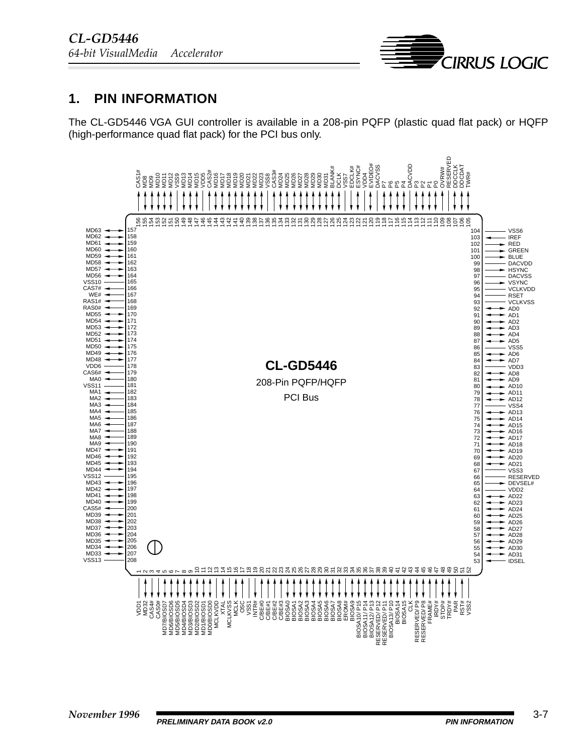# 1. PIN INFORMATION

The CL-GD5446 VGA GUI controller is available in a 208-pin PQFP (plastic quad flat pack) or HQFP (high-performance quad flat pack) for the PCI bus only.

**CL-GD5446**

208-Pin PQFP/HQFP

PCI Bus

| Pin | Signal | Pin | Signal | Pin | Signal | Pin | Signal |
|---|---|---|---|---|---|---|---|
| 1 | VDD1 | 53 | IDSEL | 105 | TWR# | 157 | MD63 |
| 2 | MD32 | 54 | AD31 | 106 | DDCDAT | 158 | MD62 |
| 3 | CAS4# | 55 | AD30 | 107 | DDCCLK | 159 | MD61 |
| 4 | CAS0# | 56 | AD29 | 108 | RESERVED | 160 | MD60 |
| 5 | MD7/BIOSD7 | 57 | AD28 | 109 | OVRW# | 161 | MD59 |
| 6 | MD6/BIOSD6 | 58 | AD27 | 110 | P0 | 162 | MD58 |
| 7 | MD5/BIOSD5 | 59 | AD26 | 111 | P1 | 163 | MD57 |
| 8 | MD4/BIOSD4 | 60 | AD25 | 112 | P2 | 164 | MD56 |
| 9 | MD3/BIOSD3 | 61 | AD24 | 113 | P3 | 165 | VSS10 |
| 10 | MD2/BIOSD2 | 62 | AD23 | 114 | DACVDD | 166 | CAS7# |
| 11 | MD1/BIOSD1 | 63 | AD22 | 115 | P4 | 167 | WE# |
| 12 | MD0/BIOSD0 | 64 | VDD2 | 116 | P5 | 168 | RAS1# |
| 13 | MCLKVDD | 65 | DEVSEL# | 117 | P6 | 169 | RAS0# |
| 14 | XTAL | 66 | RESERVED | 118 | P7 | 170 | MD55 |
| 15 | MCLKVSS | 67 | VSS3 | 119 | DACVSS | 171 | MD54 |
| 16 | MCLK | 68 | AD21 | 120 | EVIDEO# | 172 | MD53 |
| 17 | OSC | 69 | AD20 | 121 | VDD4 | 173 | MD52 |
| 18 | VSS1 | 70 | AD19 | 122 | ESYNC# | 174 | MD51 |
| 19 | INTR# | 71 | AD18 | 123 | EDCLK# | 175 | MD50 |
| 20 | C/BE#0 | 72 | AD17 | 124 | VSS7 | 176 | MD49 |
| 21 | C/BE#1 | 73 | AD16 | 125 | DCLK | 177 | MD48 |
| 22 | C/BE#2 | 74 | AD15 | 126 | BLANK# | 178 | VDD6 |
| 23 | C/BE#3 | 75 | AD14 | 127 | MD31 | 179 | CAS6# |
| 24 | BIOSA0 | 76 | AD13 | 128 | MD30 | 180 | MA0 |
| 25 | BIOSA1 | 77 | VSS4 | 129 | MD29 | 181 | VSS11 |
| 26 | BIOSA2 | 78 | AD12 | 130 | MD28 | 182 | MA1 |
| 27 | BIOSA3 | 79 | AD11 | 131 | MD27 | 183 | MA2 |
| 28 | BIOSA4 | 80 | AD10 | 132 | MD26 | 184 | MA3 |
| 29 | BIOSA5 | 81 | AD9 | 133 | MD25 | 185 | MA4 |
| 30 | BIOSA6 | 82 | AD8 | 134 | MD24 | 186 | MA5 |
| 31 | BIOSA7 | 83 | VDD3 | 135 | CAS3# | 187 | MA6 |
| 32 | BIOSA8 | 84 | AD7 | 136 | VSS8 | 188 | MA7 |
| 33 | EROM# | 85 | AD6 | 137 | MD23 | 189 | MA8 |
| 34 | BIOSA9 | 86 | VSS5 | 138 | MD22 | 190 | MA9 |
| 35 | BIOSA10/ P15 | 87 | AD5 | 139 | MD21 | 191 | MD47 |
| 36 | BIOSA11/ P14 | 88 | AD4 | 140 | MD20 | 192 | MD46 |
| 37 | BIOSA12/ P13 | 89 | AD3 | 141 | MD19 | 193 | MD45 |
| 38 | RESERVED/ P12 | 90 | AD2 | 142 | MD18 | 194 | MD44 |
| 39 | RESERVED/ P11 | 91 | AD1 | 143 | MD17 | 195 | VSS12 |
| 40 | BIOSA13/ P10 | 92 | AD0 | 144 | MD16 | 196 | MD43 |
| 41 | BIOSA14 | 93 | VCLKVSS | 145 | CAS2# | 197 | MD42 |
| 42 | BIOSA15 | 94 | RSET | 146 | VDD5 | 198 | MD41 |
| 43 | CLK | 95 | VCLKVDD | 147 | MD15 | 199 | MD40 |
| 44 | RESERVED/ P9 | 96 | VSYNC | 148 | MD14 | 200 | CAS5# |
| 45 | RESERVED/ P8 | 97 | DACVSS | 149 | MD13 | 201 | MD39 |
| 46 | FRAME# | 98 | HSYNC | 150 | VSS9 | 202 | MD38 |
| 47 | IRDY# | 99 | DACVDD | 151 | MD12 | 203 | MD37 |
| 48 | STOP# | 100 | BLUE | 152 | MD11 | 204 | MD36 |
| 49 | TRDY# | 101 | GREEN | 153 | MD10 | 205 | MD35 |
| 50 | PAR | 102 | RED | 154 | MD9 | 206 | MD34 |
| 51 | RST# | 103 | IREF | 155 | MD8 | 207 | MD33 |
| 52 | VSS2 | 104 | VSS6 | 156 | CAS1# | 208 | VSS13 |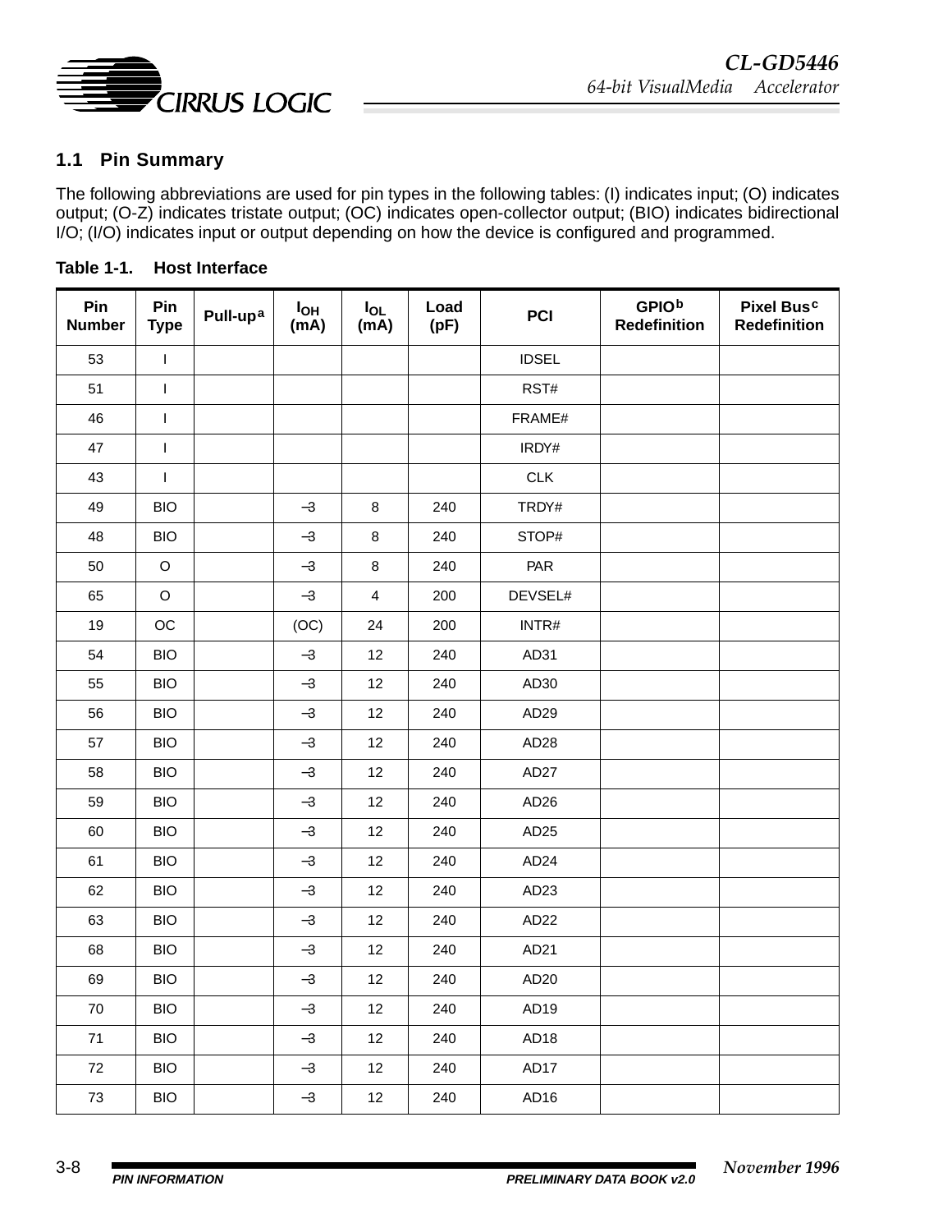## 1.1 Pin Summary

The following abbreviations are used for pin types in the following tables: (I) indicates input; (O) indicates output; (O-Z) indicates tristate output; (OC) indicates open-collector output; (BIO) indicates bidirectional I/O; (I/O) indicates input or output depending on how the device is configured and programmed.

**Table 1-1. Host Interface**

| Pin Number | Pin Type | Pull-up[a] | $I_{OH}$ (mA) | $I_{OL}$ (mA) | Load (pF) | PCI | GPIO[b] Redefinition | Pixel Bus[c] Redefinition |
|---|---|---|---|---|---|---|---|---|
| 53 | I | | | | | IDSEL | | |
| 51 | I | | | | | RST# | | |
| 46 | I | | | | | FRAME# | | |
| 47 | I | | | | | IRDY# | | |
| 43 | I | | | | | CLK | | |
| 49 | BIO | | –3 | 8 | 240 | TRDY# | | |
| 48 | BIO | | –3 | 8 | 240 | STOP# | | |
| 50 | O | | –3 | 8 | 240 | PAR | | |
| 65 | O | | –3 | 4 | 200 | DEVSEL# | | |
| 19 | OC | | (OC) | 24 | 200 | INTR# | | |
| 54 | BIO | | –3 | 12 | 240 | AD31 | | |
| 55 | BIO | | –3 | 12 | 240 | AD30 | | |
| 56 | BIO | | –3 | 12 | 240 | AD29 | | |
| 57 | BIO | | –3 | 12 | 240 | AD28 | | |
| 58 | BIO | | –3 | 12 | 240 | AD27 | | |
| 59 | BIO | | –3 | 12 | 240 | AD26 | | |
| 60 | BIO | | –3 | 12 | 240 | AD25 | | |
| 61 | BIO | | –3 | 12 | 240 | AD24 | | |
| 62 | BIO | | –3 | 12 | 240 | AD23 | | |
| 63 | BIO | | –3 | 12 | 240 | AD22 | | |
| 68 | BIO | | –3 | 12 | 240 | AD21 | | |
| 69 | BIO | | –3 | 12 | 240 | AD20 | | |
| 70 | BIO | | –3 | 12 | 240 | AD19 | | |
| 71 | BIO | | –3 | 12 | 240 | AD18 | | |
| 72 | BIO | | –3 | 12 | 240 | AD17 | | |
| 73 | BIO | | –3 | 12 | 240 | AD16 | | |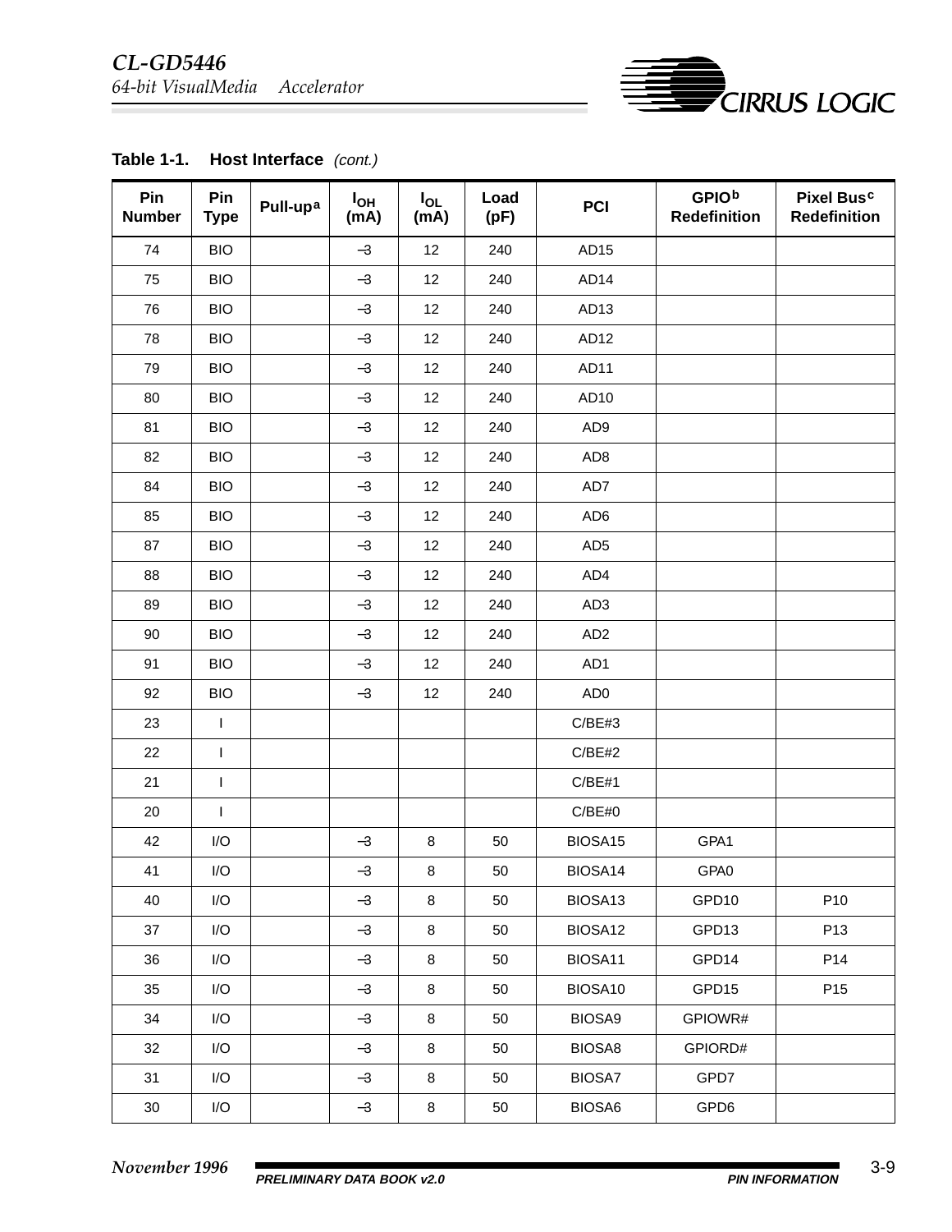**Table 1-1. Host Interface** *(cont.)*

| Pin Number | Pin Type | Pull-up[a] | $I_{OH}$ (mA) | $I_{OL}$ (mA) | Load (pF) | PCI | GPIO[b] Redefinition | Pixel Bus[c] Redefinition |
|---|---|---|---|---|---|---|---|---|
| 74 | BIO | | –3 | 12 | 240 | AD15 | | |
| 75 | BIO | | –3 | 12 | 240 | AD14 | | |
| 76 | BIO | | –3 | 12 | 240 | AD13 | | |
| 78 | BIO | | –3 | 12 | 240 | AD12 | | |
| 79 | BIO | | –3 | 12 | 240 | AD11 | | |
| 80 | BIO | | –3 | 12 | 240 | AD10 | | |
| 81 | BIO | | –3 | 12 | 240 | AD9 | | |
| 82 | BIO | | –3 | 12 | 240 | AD8 | | |
| 84 | BIO | | –3 | 12 | 240 | AD7 | | |
| 85 | BIO | | –3 | 12 | 240 | AD6 | | |
| 87 | BIO | | –3 | 12 | 240 | AD5 | | |
| 88 | BIO | | –3 | 12 | 240 | AD4 | | |
| 89 | BIO | | –3 | 12 | 240 | AD3 | | |
| 90 | BIO | | –3 | 12 | 240 | AD2 | | |
| 91 | BIO | | –3 | 12 | 240 | AD1 | | |
| 92 | BIO | | –3 | 12 | 240 | AD0 | | |
| 23 | I | | | | | C/BE#3 | | |
| 22 | I | | | | | C/BE#2 | | |
| 21 | I | | | | | C/BE#1 | | |
| 20 | I | | | | | C/BE#0 | | |
| 42 | I/O | | –3 | 8 | 50 | BIOSA15 | GPA1 | |
| 41 | I/O | | –3 | 8 | 50 | BIOSA14 | GPA0 | |
| 40 | I/O | | –3 | 8 | 50 | BIOSA13 | GPD10 | P10 |
| 37 | I/O | | –3 | 8 | 50 | BIOSA12 | GPD13 | P13 |
| 36 | I/O | | –3 | 8 | 50 | BIOSA11 | GPD14 | P14 |
| 35 | I/O | | –3 | 8 | 50 | BIOSA10 | GPD15 | P15 |
| 34 | I/O | | –3 | 8 | 50 | BIOSA9 | GPIOWR# | |
| 32 | I/O | | –3 | 8 | 50 | BIOSA8 | GPIORD# | |
| 31 | I/O | | –3 | 8 | 50 | BIOSA7 | GPD7 | |
| 30 | I/O | | –3 | 8 | 50 | BIOSA6 | GPD6 | |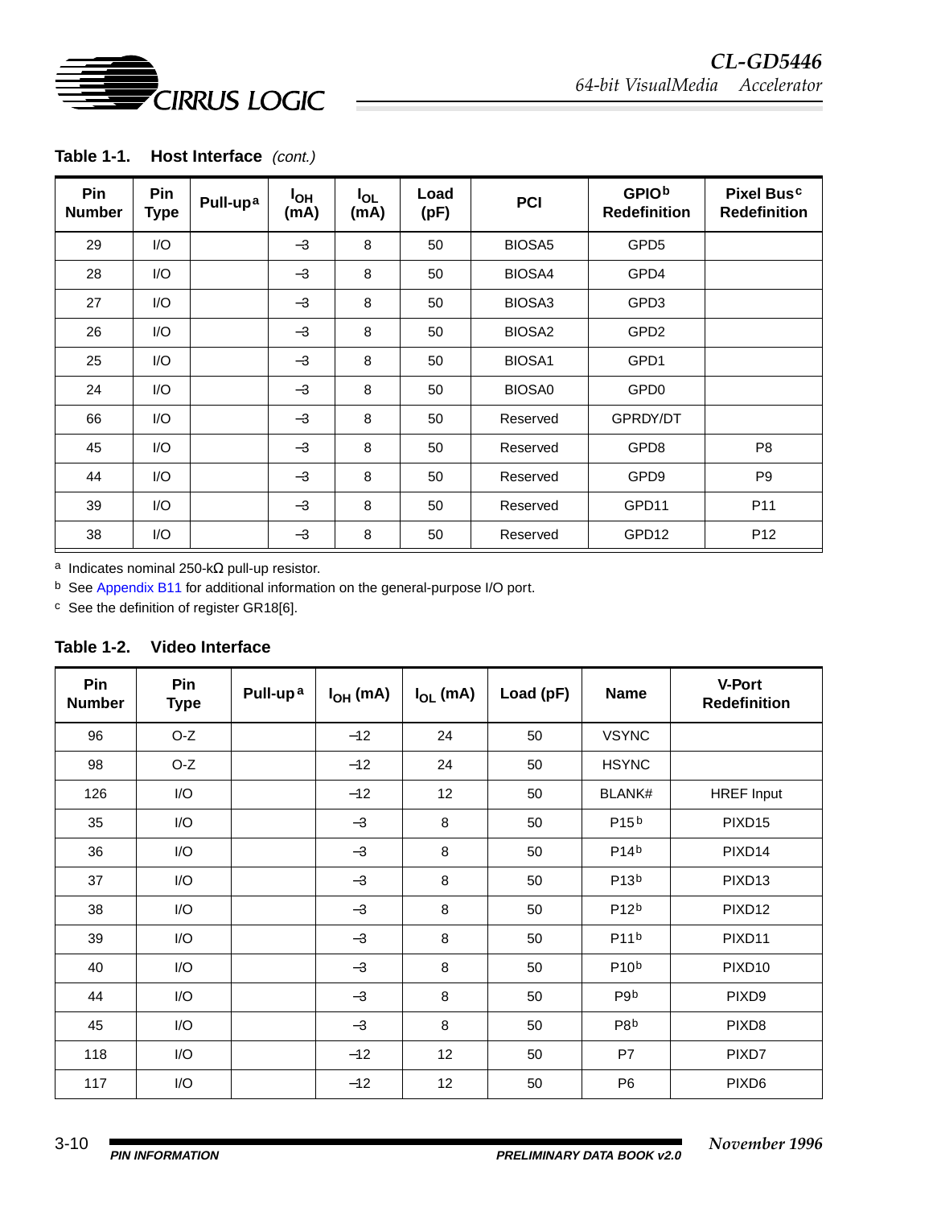**Table 1-1. Host Interface** *(cont.)*

| Pin Number | Pin Type | Pull-up[a] | $I_{OH}$ (mA) | $I_{OL}$ (mA) | Load (pF) | PCI | GPIO[b] Redefinition | Pixel Bus[c] Redefinition |
|---|---|---|---|---|---|---|---|---|
| 29 | I/O | | –3 | 8 | 50 | BIOSA5 | GPD5 | |
| 28 | I/O | | –3 | 8 | 50 | BIOSA4 | GPD4 | |
| 27 | I/O | | –3 | 8 | 50 | BIOSA3 | GPD3 | |
| 26 | I/O | | –3 | 8 | 50 | BIOSA2 | GPD2 | |
| 25 | I/O | | –3 | 8 | 50 | BIOSA1 | GPD1 | |
| 24 | I/O | | –3 | 8 | 50 | BIOSA0 | GPD0 | |
| 66 | I/O | | –3 | 8 | 50 | Reserved | GPRDY/DT | |
| 45 | I/O | | –3 | 8 | 50 | Reserved | GPD8 | P8 |
| 44 | I/O | | –3 | 8 | 50 | Reserved | GPD9 | P9 |
| 39 | I/O | | –3 | 8 | 50 | Reserved | GPD11 | P11 |
| 38 | I/O | | –3 | 8 | 50 | Reserved | GPD12 | P12 |

[a] Indicates nominal 250-kΩ pull-up resistor.

[b] See Appendix B11 for additional information on the general-purpose I/O port.

[c] See the definition of register GR18[6].

**Table 1-2. Video Interface**

| Pin Number | Pin Type | Pull-up[a] | $I_{OH}$ (mA) | $I_{OL}$ (mA) | Load (pF) | Name | V-Port Redefinition |
|---|---|---|---|---|---|---|---|
| 96 | O-Z | | –12 | 24 | 50 | VSYNC | |
| 98 | O-Z | | –12 | 24 | 50 | HSYNC | |
| 126 | I/O | | –12 | 12 | 50 | BLANK# | HREF Input |
| 35 | I/O | | –3 | 8 | 50 | P15[b] | PIXD15 |
| 36 | I/O | | –3 | 8 | 50 | P14[b] | PIXD14 |
| 37 | I/O | | –3 | 8 | 50 | P13[b] | PIXD13 |
| 38 | I/O | | –3 | 8 | 50 | P12[b] | PIXD12 |
| 39 | I/O | | –3 | 8 | 50 | P11[b] | PIXD11 |
| 40 | I/O | | –3 | 8 | 50 | P10[b] | PIXD10 |
| 44 | I/O | | –3 | 8 | 50 | P9[b] | PIXD9 |
| 45 | I/O | | –3 | 8 | 50 | P8[b] | PIXD8 |
| 118 | I/O | | –12 | 12 | 50 | P7 | PIXD7 |
| 117 | I/O | | –12 | 12 | 50 | P6 | PIXD6 |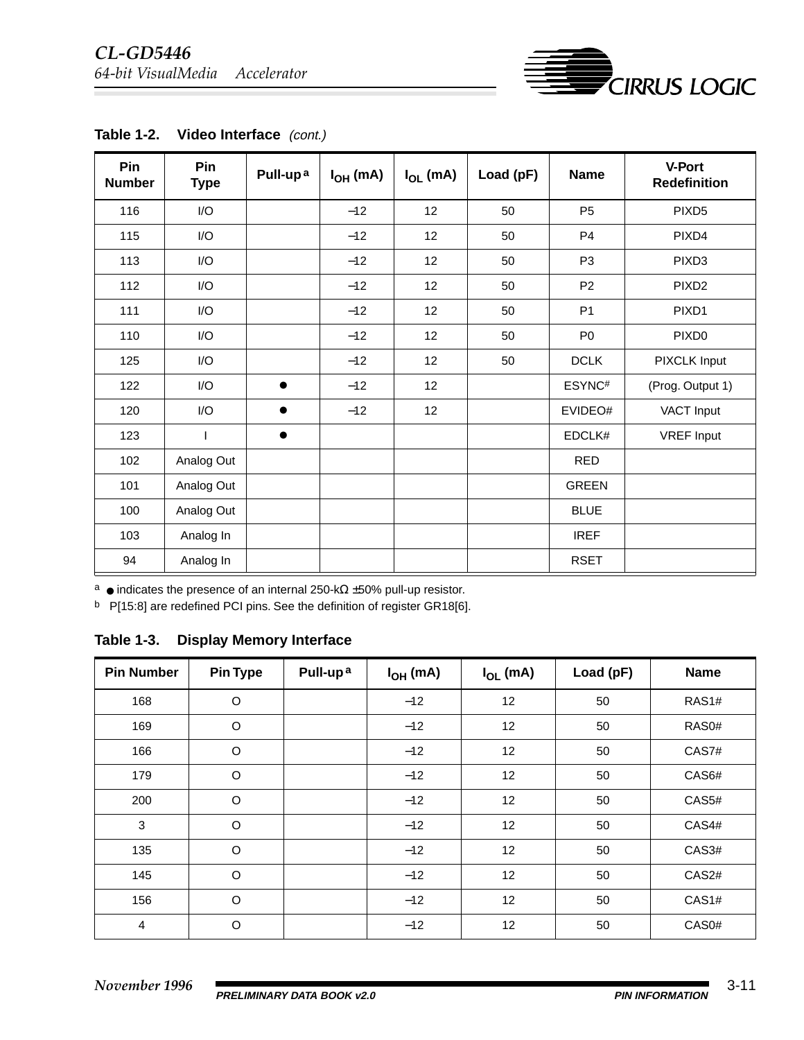**Table 1-2. Video Interface** *(cont.)*

| Pin Number | Pin Type | Pull-up[a] | $I_{OH}$ (mA) | $I_{OL}$ (mA) | Load (pF) | Name | V-Port Redefinition |
|---|---|---|---|---|---|---|---|
| 116 | I/O | | –12 | 12 | 50 | P5 | PIXD5 |
| 115 | I/O | | –12 | 12 | 50 | P4 | PIXD4 |
| 113 | I/O | | –12 | 12 | 50 | P3 | PIXD3 |
| 112 | I/O | | –12 | 12 | 50 | P2 | PIXD2 |
| 111 | I/O | | –12 | 12 | 50 | P1 | PIXD1 |
| 110 | I/O | | –12 | 12 | 50 | P0 | PIXD0 |
| 125 | I/O | | –12 | 12 | 50 | DCLK | PIXCLK Input |
| 122 | I/O | ● | –12 | 12 | | ESYNC# | (Prog. Output 1) |
| 120 | I/O | ● | –12 | 12 | | EVIDEO# | VACT Input |
| 123 | I | ● | | | | EDCLK# | VREF Input |
| 102 | Analog Out | | | | | RED | |
| 101 | Analog Out | | | | | GREEN | |
| 100 | Analog Out | | | | | BLUE | |
| 103 | Analog In | | | | | IREF | |
| 94 | Analog In | | | | | RSET | |

[a] ● indicates the presence of an internal 250-kΩ ±50% pull-up resistor.

[b] P[15:8] are redefined PCI pins. See the definition of register GR18[6].

**Table 1-3. Display Memory Interface**

| Pin Number | Pin Type | Pull-up[a] | $I_{OH}$ (mA) | $I_{OL}$ (mA) | Load (pF) | Name |
|---|---|---|---|---|---|---|
| 168 | O | | –12 | 12 | 50 | RAS1# |
| 169 | O | | –12 | 12 | 50 | RAS0# |
| 166 | O | | –12 | 12 | 50 | CAS7# |
| 179 | O | | –12 | 12 | 50 | CAS6# |
| 200 | O | | –12 | 12 | 50 | CAS5# |
| 3 | O | | –12 | 12 | 50 | CAS4# |
| 135 | O | | –12 | 12 | 50 | CAS3# |
| 145 | O | | –12 | 12 | 50 | CAS2# |
| 156 | O | | –12 | 12 | 50 | CAS1# |
| 4 | O | | –12 | 12 | 50 | CAS0# |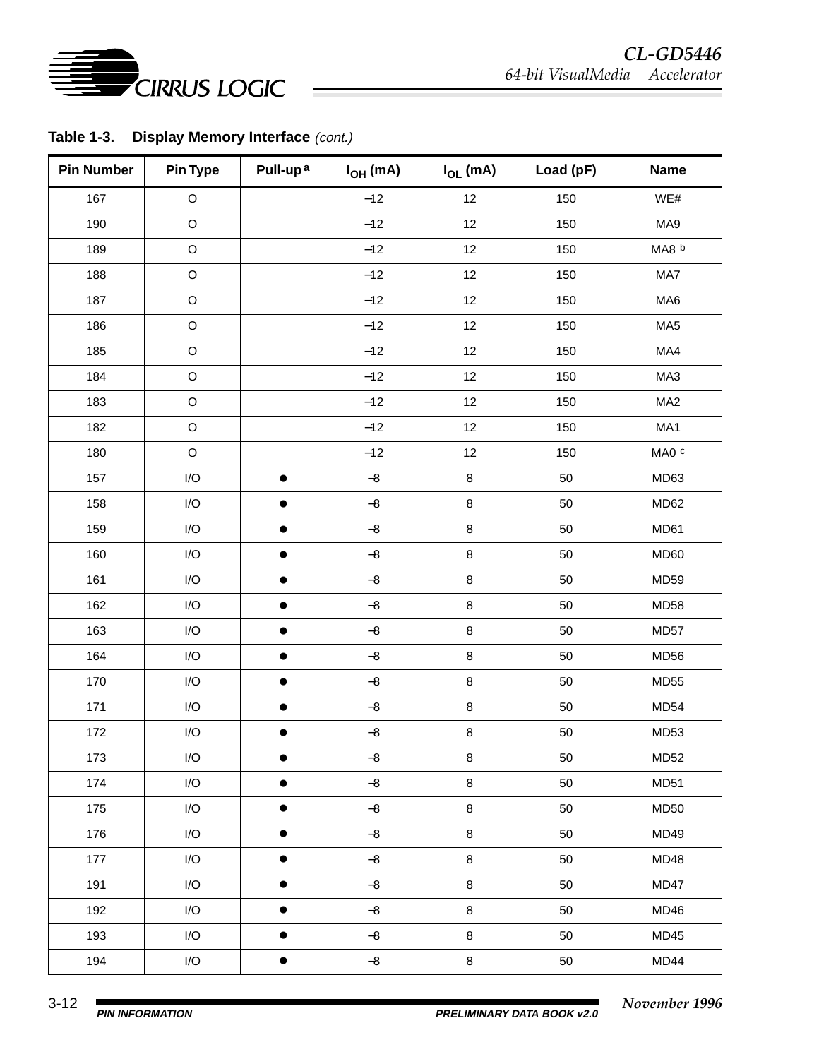**Table 1-3. Display Memory Interface** *(cont.)*

| Pin Number | Pin Type | Pull-up [a] | $I_{OH}$ (mA) | $I_{OL}$ (mA) | Load (pF) | Name |
|---|---|---|---|---|---|---|
| 167 | O | | –12 | 12 | 150 | WE# |
| 190 | O | | –12 | 12 | 150 | MA9 |
| 189 | O | | –12 | 12 | 150 | MA8 [b] |
| 188 | O | | –12 | 12 | 150 | MA7 |
| 187 | O | | –12 | 12 | 150 | MA6 |
| 186 | O | | –12 | 12 | 150 | MA5 |
| 185 | O | | –12 | 12 | 150 | MA4 |
| 184 | O | | –12 | 12 | 150 | MA3 |
| 183 | O | | –12 | 12 | 150 | MA2 |
| 182 | O | | –12 | 12 | 150 | MA1 |
| 180 | O | | –12 | 12 | 150 | MA0 [c] |
| 157 | I/O | ● | –8 | 8 | 50 | MD63 |
| 158 | I/O | ● | –8 | 8 | 50 | MD62 |
| 159 | I/O | ● | –8 | 8 | 50 | MD61 |
| 160 | I/O | ● | –8 | 8 | 50 | MD60 |
| 161 | I/O | ● | –8 | 8 | 50 | MD59 |
| 162 | I/O | ● | –8 | 8 | 50 | MD58 |
| 163 | I/O | ● | –8 | 8 | 50 | MD57 |
| 164 | I/O | ● | –8 | 8 | 50 | MD56 |
| 170 | I/O | ● | –8 | 8 | 50 | MD55 |
| 171 | I/O | ● | –8 | 8 | 50 | MD54 |
| 172 | I/O | ● | –8 | 8 | 50 | MD53 |
| 173 | I/O | ● | –8 | 8 | 50 | MD52 |
| 174 | I/O | ● | –8 | 8 | 50 | MD51 |
| 175 | I/O | ● | –8 | 8 | 50 | MD50 |
| 176 | I/O | ● | –8 | 8 | 50 | MD49 |
| 177 | I/O | ● | –8 | 8 | 50 | MD48 |
| 191 | I/O | ● | –8 | 8 | 50 | MD47 |
| 192 | I/O | ● | –8 | 8 | 50 | MD46 |
| 193 | I/O | ● | –8 | 8 | 50 | MD45 |
| 194 | I/O | ● | –8 | 8 | 50 | MD44 |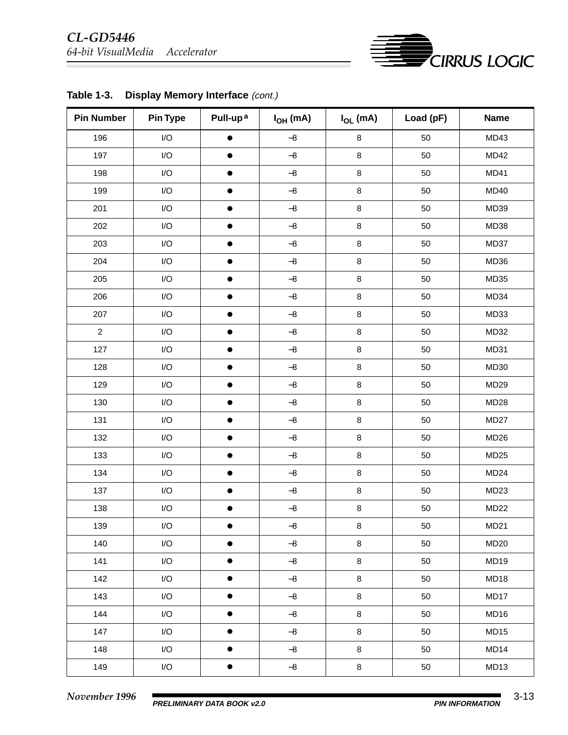**Table 1-3. Display Memory Interface** *(cont.)*

| Pin Number | Pin Type | Pull-up[a] | $I_{OH}$ (mA) | $I_{OL}$ (mA) | Load (pF) | Name |
|---|---|---|---|---|---|---|
| 196 | I/O | ● | –8 | 8 | 50 | MD43 |
| 197 | I/O | ● | –8 | 8 | 50 | MD42 |
| 198 | I/O | ● | –8 | 8 | 50 | MD41 |
| 199 | I/O | ● | –8 | 8 | 50 | MD40 |
| 201 | I/O | ● | –8 | 8 | 50 | MD39 |
| 202 | I/O | ● | –8 | 8 | 50 | MD38 |
| 203 | I/O | ● | –8 | 8 | 50 | MD37 |
| 204 | I/O | ● | –8 | 8 | 50 | MD36 |
| 205 | I/O | ● | –8 | 8 | 50 | MD35 |
| 206 | I/O | ● | –8 | 8 | 50 | MD34 |
| 207 | I/O | ● | –8 | 8 | 50 | MD33 |
| 2 | I/O | ● | –8 | 8 | 50 | MD32 |
| 127 | I/O | ● | –8 | 8 | 50 | MD31 |
| 128 | I/O | ● | –8 | 8 | 50 | MD30 |
| 129 | I/O | ● | –8 | 8 | 50 | MD29 |
| 130 | I/O | ● | –8 | 8 | 50 | MD28 |
| 131 | I/O | ● | –8 | 8 | 50 | MD27 |
| 132 | I/O | ● | –8 | 8 | 50 | MD26 |
| 133 | I/O | ● | –8 | 8 | 50 | MD25 |
| 134 | I/O | ● | –8 | 8 | 50 | MD24 |
| 137 | I/O | ● | –8 | 8 | 50 | MD23 |
| 138 | I/O | ● | –8 | 8 | 50 | MD22 |
| 139 | I/O | ● | –8 | 8 | 50 | MD21 |
| 140 | I/O | ● | –8 | 8 | 50 | MD20 |
| 141 | I/O | ● | –8 | 8 | 50 | MD19 |
| 142 | I/O | ● | –8 | 8 | 50 | MD18 |
| 143 | I/O | ● | –8 | 8 | 50 | MD17 |
| 144 | I/O | ● | –8 | 8 | 50 | MD16 |
| 147 | I/O | ● | –8 | 8 | 50 | MD15 |
| 148 | I/O | ● | –8 | 8 | 50 | MD14 |
| 149 | I/O | ● | –8 | 8 | 50 | MD13 |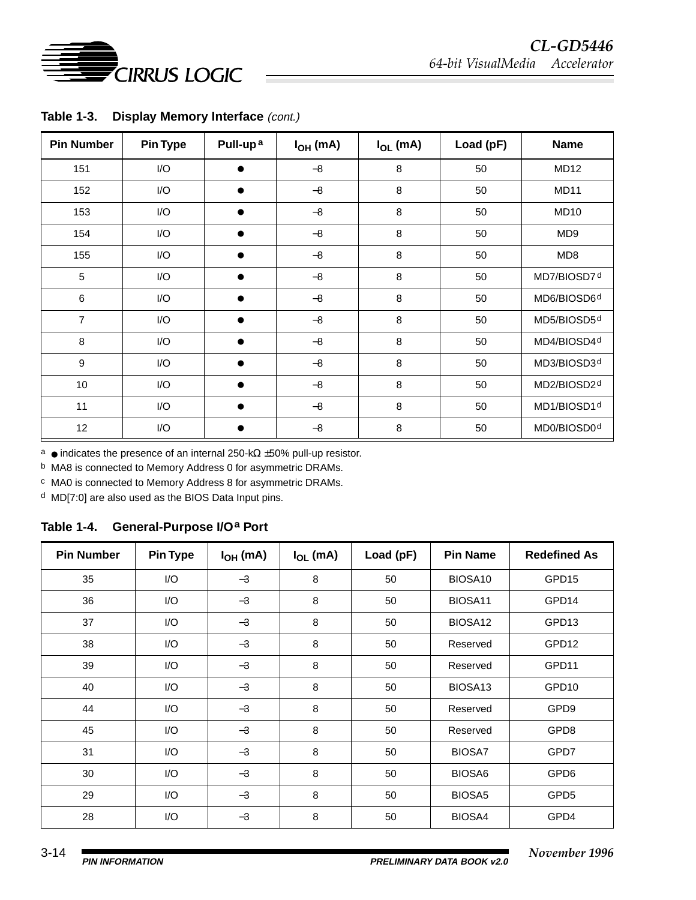**Table 1-3. Display Memory Interface** *(cont.)*

| Pin Number | Pin Type | Pull-up[a] | $I_{OH}$ (mA) | $I_{OL}$ (mA) | Load (pF) | Name |
|---|---|---|---|---|---|---|
| 151 | I/O | ● | –8 | 8 | 50 | MD12 |
| 152 | I/O | ● | –8 | 8 | 50 | MD11 |
| 153 | I/O | ● | –8 | 8 | 50 | MD10 |
| 154 | I/O | ● | –8 | 8 | 50 | MD9 |
| 155 | I/O | ● | –8 | 8 | 50 | MD8 |
| 5 | I/O | ● | –8 | 8 | 50 | MD7/BIOSD7[d] |
| 6 | I/O | ● | –8 | 8 | 50 | MD6/BIOSD6[d] |
| 7 | I/O | ● | –8 | 8 | 50 | MD5/BIOSD5[d] |
| 8 | I/O | ● | –8 | 8 | 50 | MD4/BIOSD4[d] |
| 9 | I/O | ● | –8 | 8 | 50 | MD3/BIOSD3[d] |
| 10 | I/O | ● | –8 | 8 | 50 | MD2/BIOSD2[d] |
| 11 | I/O | ● | –8 | 8 | 50 | MD1/BIOSD1[d] |
| 12 | I/O | ● | –8 | 8 | 50 | MD0/BIOSD0[d] |

[a] ● indicates the presence of an internal 250-kΩ ±50% pull-up resistor.

[b] MA8 is connected to Memory Address 0 for asymmetric DRAMs.

[c] MA0 is connected to Memory Address 8 for asymmetric DRAMs.

[d] MD[7:0] are also used as the BIOS Data Input pins.

**Table 1-4. General-Purpose I/O[a] Port**

| Pin Number | Pin Type | $I_{OH}$ (mA) | $I_{OL}$ (mA) | Load (pF) | Pin Name | Redefined As |
|---|---|---|---|---|---|---|
| 35 | I/O | –3 | 8 | 50 | BIOSA10 | GPD15 |
| 36 | I/O | –3 | 8 | 50 | BIOSA11 | GPD14 |
| 37 | I/O | –3 | 8 | 50 | BIOSA12 | GPD13 |
| 38 | I/O | –3 | 8 | 50 | Reserved | GPD12 |
| 39 | I/O | –3 | 8 | 50 | Reserved | GPD11 |
| 40 | I/O | –3 | 8 | 50 | BIOSA13 | GPD10 |
| 44 | I/O | –3 | 8 | 50 | Reserved | GPD9 |
| 45 | I/O | –3 | 8 | 50 | Reserved | GPD8 |
| 31 | I/O | –3 | 8 | 50 | BIOSA7 | GPD7 |
| 30 | I/O | –3 | 8 | 50 | BIOSA6 | GPD6 |
| 29 | I/O | –3 | 8 | 50 | BIOSA5 | GPD5 |
| 28 | I/O | –3 | 8 | 50 | BIOSA4 | GPD4 |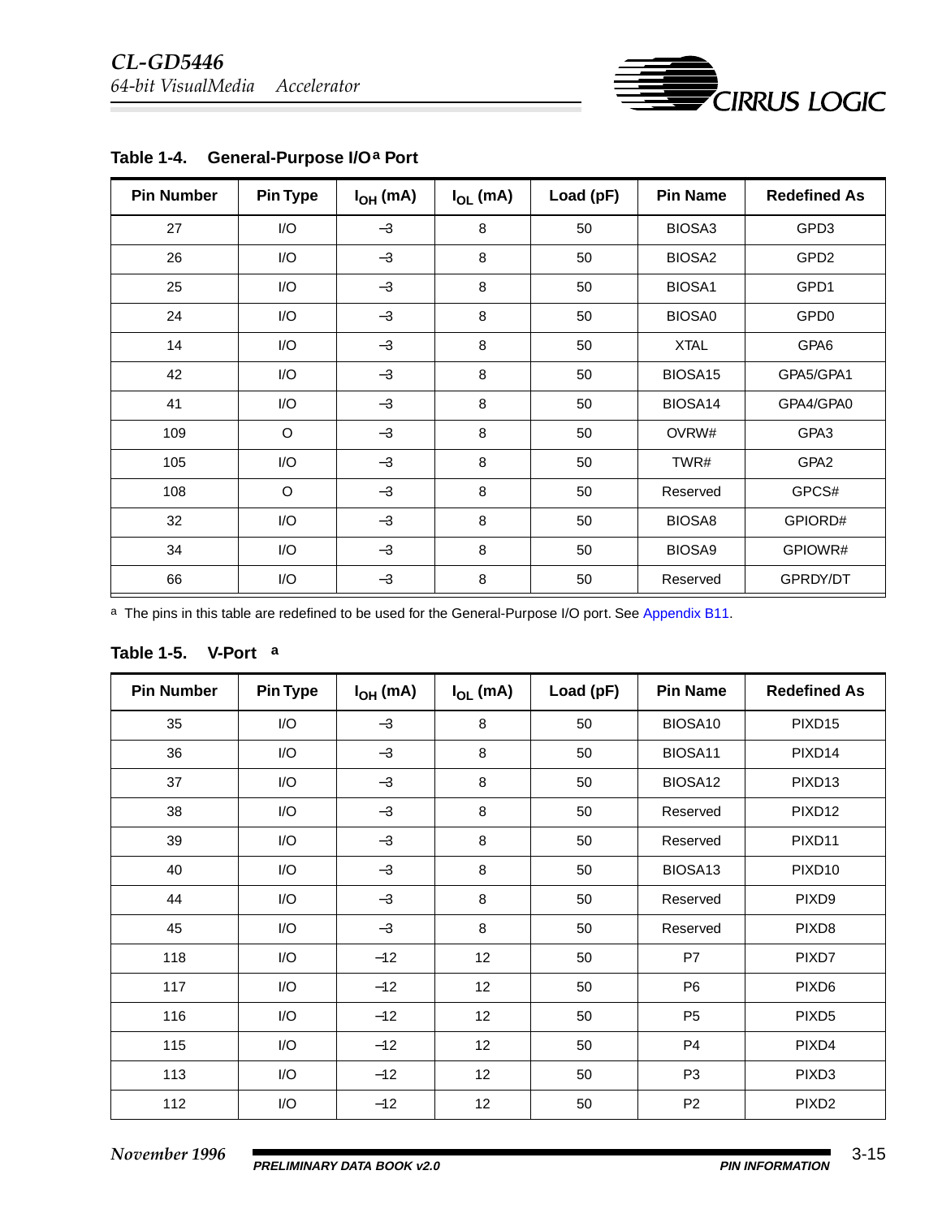**Table 1-4. General-Purpose I/O[a] Port**

| Pin Number | Pin Type | $I_{OH}$ (mA) | $I_{OL}$ (mA) | Load (pF) | Pin Name | Redefined As |
|---|---|---|---|---|---|---|
| 27 | I/O | –3 | 8 | 50 | BIOSA3 | GPD3 |
| 26 | I/O | –3 | 8 | 50 | BIOSA2 | GPD2 |
| 25 | I/O | –3 | 8 | 50 | BIOSA1 | GPD1 |
| 24 | I/O | –3 | 8 | 50 | BIOSA0 | GPD0 |
| 14 | I/O | –3 | 8 | 50 | XTAL | GPA6 |
| 42 | I/O | –3 | 8 | 50 | BIOSA15 | GPA5/GPA1 |
| 41 | I/O | –3 | 8 | 50 | BIOSA14 | GPA4/GPA0 |
| 109 | O | –3 | 8 | 50 | OVRW# | GPA3 |
| 105 | I/O | –3 | 8 | 50 | TWR# | GPA2 |
| 108 | O | –3 | 8 | 50 | Reserved | GPCS# |
| 32 | I/O | –3 | 8 | 50 | BIOSA8 | GPIORD# |
| 34 | I/O | –3 | 8 | 50 | BIOSA9 | GPIOWR# |
| 66 | I/O | –3 | 8 | 50 | Reserved | GPRDY/DT |

[a] The pins in this table are redefined to be used for the General-Purpose I/O port. See Appendix B11.

**Table 1-5. V-Port [a]**

| Pin Number | Pin Type | $I_{OH}$ (mA) | $I_{OL}$ (mA) | Load (pF) | Pin Name | Redefined As |
|---|---|---|---|---|---|---|
| 35 | I/O | –3 | 8 | 50 | BIOSA10 | PIXD15 |
| 36 | I/O | –3 | 8 | 50 | BIOSA11 | PIXD14 |
| 37 | I/O | –3 | 8 | 50 | BIOSA12 | PIXD13 |
| 38 | I/O | –3 | 8 | 50 | Reserved | PIXD12 |
| 39 | I/O | –3 | 8 | 50 | Reserved | PIXD11 |
| 40 | I/O | –3 | 8 | 50 | BIOSA13 | PIXD10 |
| 44 | I/O | –3 | 8 | 50 | Reserved | PIXD9 |
| 45 | I/O | –3 | 8 | 50 | Reserved | PIXD8 |
| 118 | I/O | –12 | 12 | 50 | P7 | PIXD7 |
| 117 | I/O | –12 | 12 | 50 | P6 | PIXD6 |
| 116 | I/O | –12 | 12 | 50 | P5 | PIXD5 |
| 115 | I/O | –12 | 12 | 50 | P4 | PIXD4 |
| 113 | I/O | –12 | 12 | 50 | P3 | PIXD3 |
| 112 | I/O | –12 | 12 | 50 | P2 | PIXD2 |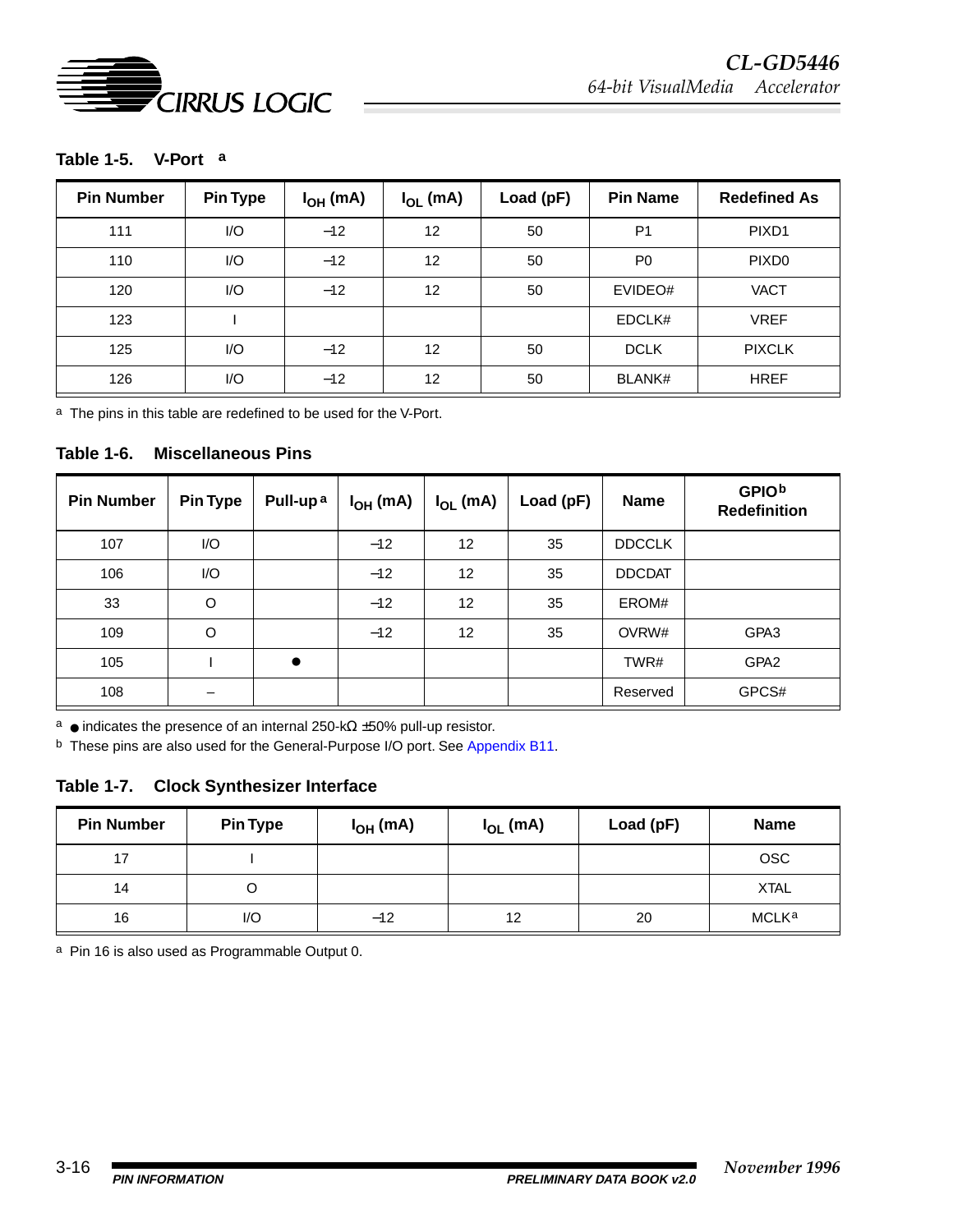**Table 1-5. V-Port [a]**

| Pin Number | Pin Type | $I_{OH}$ (mA) | $I_{OL}$ (mA) | Load (pF) | Pin Name | Redefined As |
|---|---|---|---|---|---|---|
| 111 | I/O | –12 | 12 | 50 | P1 | PIXD1 |
| 110 | I/O | –12 | 12 | 50 | P0 | PIXD0 |
| 120 | I/O | –12 | 12 | 50 | EVIDEO# | VACT |
| 123 | I | | | | EDCLK# | VREF |
| 125 | I/O | –12 | 12 | 50 | DCLK | PIXCLK |
| 126 | I/O | –12 | 12 | 50 | BLANK# | HREF |

[a] The pins in this table are redefined to be used for the V-Port.

**Table 1-6. Miscellaneous Pins**

| Pin Number | Pin Type | Pull-up [a] | $I_{OH}$ (mA) | $I_{OL}$ (mA) | Load (pF) | Name | GPIO [b] Redefinition |
|---|---|---|---|---|---|---|---|
| 107 | I/O | | –12 | 12 | 35 | DDCCLK | |
| 106 | I/O | | –12 | 12 | 35 | DDCDAT | |
| 33 | O | | –12 | 12 | 35 | EROM# | |
| 109 | O | | –12 | 12 | 35 | OVRW# | GPA3 |
| 105 | I | ● | | | | TWR# | GPA2 |
| 108 | – | | | | | Reserved | GPCS# |

[a] ● indicates the presence of an internal 250-kΩ ±50% pull-up resistor.

[b] These pins are also used for the General-Purpose I/O port. See Appendix B11.

**Table 1-7. Clock Synthesizer Interface**

| Pin Number | Pin Type | $I_{OH}$ (mA) | $I_{OL}$ (mA) | Load (pF) | Name |
|---|---|---|---|---|---|
| 17 | I | | | | OSC |
| 14 | O | | | | XTAL |
| 16 | I/O | –12 | 12 | 20 | MCLK [a] |

[a] Pin 16 is also used as Programmable Output 0.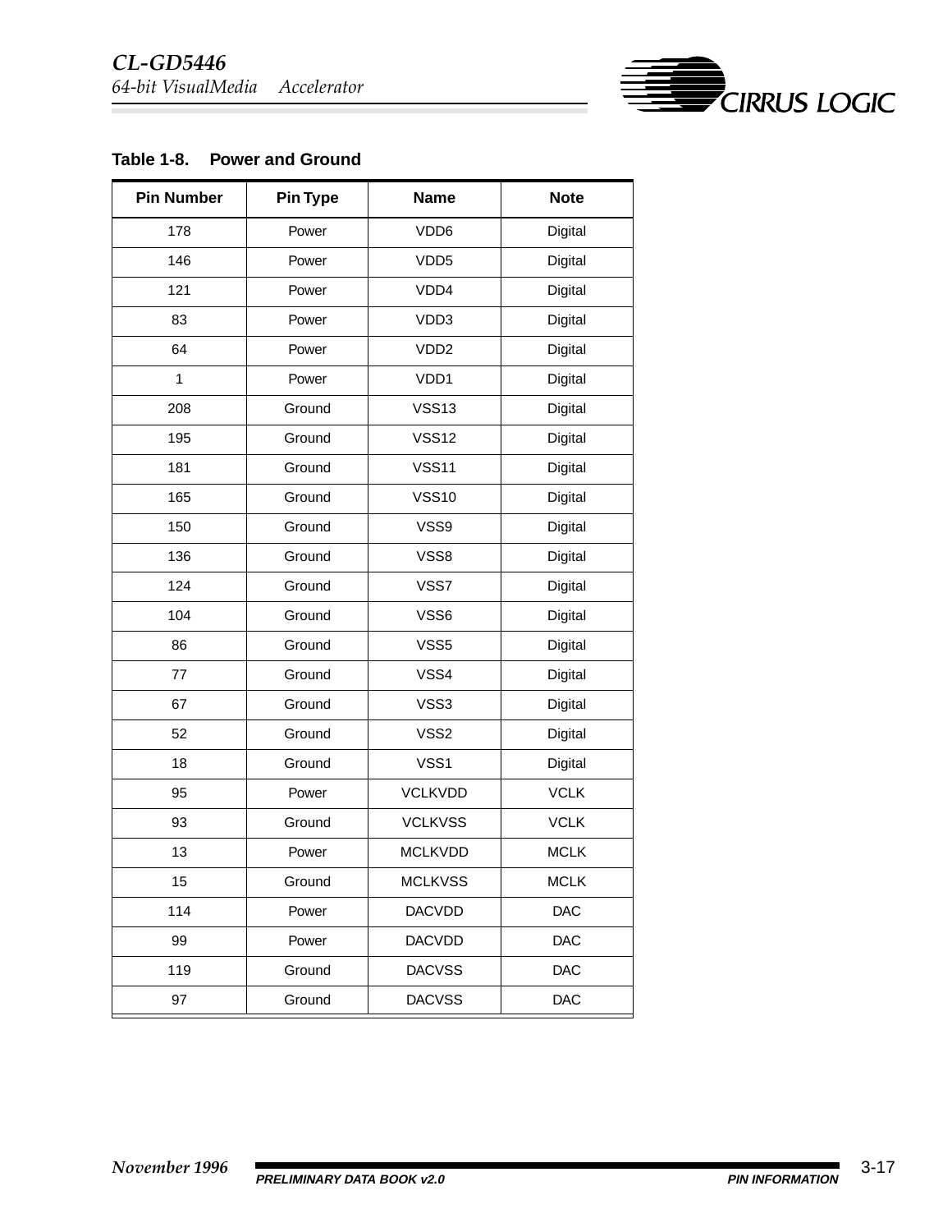**Table 1-8. Power and Ground**

| Pin Number | Pin Type | Name | Note |
|---|---|---|---|
| 178 | Power | VDD6 | Digital |
| 146 | Power | VDD5 | Digital |
| 121 | Power | VDD4 | Digital |
| 83 | Power | VDD3 | Digital |
| 64 | Power | VDD2 | Digital |
| 1 | Power | VDD1 | Digital |
| 208 | Ground | VSS13 | Digital |
| 195 | Ground | VSS12 | Digital |
| 181 | Ground | VSS11 | Digital |
| 165 | Ground | VSS10 | Digital |
| 150 | Ground | VSS9 | Digital |
| 136 | Ground | VSS8 | Digital |
| 124 | Ground | VSS7 | Digital |
| 104 | Ground | VSS6 | Digital |
| 86 | Ground | VSS5 | Digital |
| 77 | Ground | VSS4 | Digital |
| 67 | Ground | VSS3 | Digital |
| 52 | Ground | VSS2 | Digital |
| 18 | Ground | VSS1 | Digital |
| 95 | Power | VCLKVDD | VCLK |
| 93 | Ground | VCLKVSS | VCLK |
| 13 | Power | MCLKVDD | MCLK |
| 15 | Ground | MCLKVSS | MCLK |
| 114 | Power | DACVDD | DAC |
| 99 | Power | DACVDD | DAC |
| 119 | Ground | DACVSS | DAC |
| 97 | Ground | DACVSS | DAC |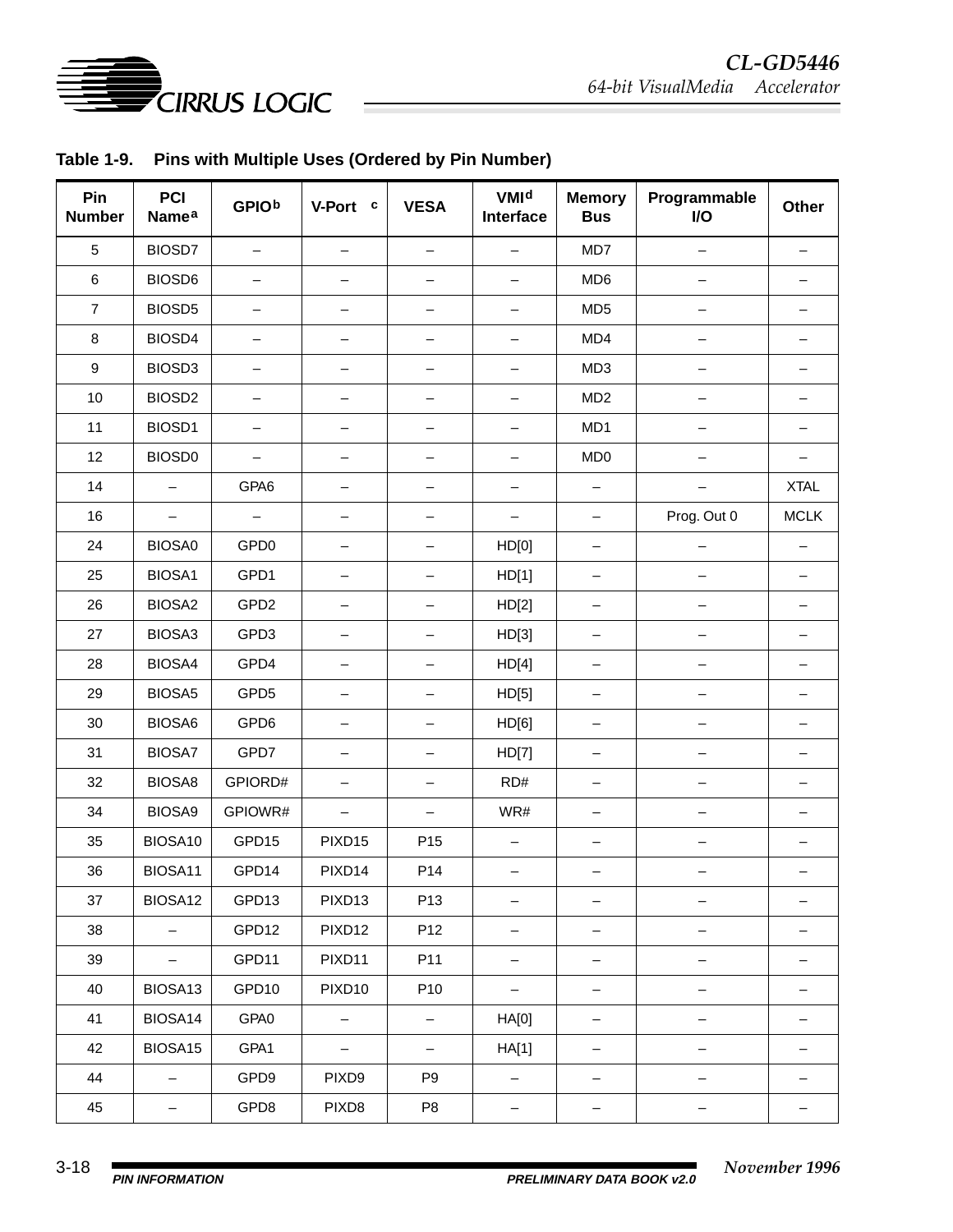**Table 1-9. Pins with Multiple Uses (Ordered by Pin Number)**

| Pin Number | PCI Name[a] | GPIO[b] | V-Port [c] | VESA | VMI[d] Interface | Memory Bus | Programmable I/O | Other |
|---|---|---|---|---|---|---|---|---|
| 5 | BIOSD7 | – | – | – | – | MD7 | – | – |
| 6 | BIOSD6 | – | – | – | – | MD6 | – | – |
| 7 | BIOSD5 | – | – | – | – | MD5 | – | – |
| 8 | BIOSD4 | – | – | – | – | MD4 | – | – |
| 9 | BIOSD3 | – | – | – | – | MD3 | – | – |
| 10 | BIOSD2 | – | – | – | – | MD2 | – | – |
| 11 | BIOSD1 | – | – | – | – | MD1 | – | – |
| 12 | BIOSD0 | – | – | – | – | MD0 | – | – |
| 14 | – | GPA6 | – | – | – | – | – | XTAL |
| 16 | – | – | – | – | – | – | Prog. Out 0 | MCLK |
| 24 | BIOSA0 | GPD0 | – | – | HD[0] | – | – | – |
| 25 | BIOSA1 | GPD1 | – | – | HD[1] | – | – | – |
| 26 | BIOSA2 | GPD2 | – | – | HD[2] | – | – | – |
| 27 | BIOSA3 | GPD3 | – | – | HD[3] | – | – | – |
| 28 | BIOSA4 | GPD4 | – | – | HD[4] | – | – | – |
| 29 | BIOSA5 | GPD5 | – | – | HD[5] | – | – | – |
| 30 | BIOSA6 | GPD6 | – | – | HD[6] | – | – | – |
| 31 | BIOSA7 | GPD7 | – | – | HD[7] | – | – | – |
| 32 | BIOSA8 | GPIORD# | – | – | RD# | – | – | – |
| 34 | BIOSA9 | GPIOWR# | – | – | WR# | – | – | – |
| 35 | BIOSA10 | GPD15 | PIXD15 | P15 | – | – | – | – |
| 36 | BIOSA11 | GPD14 | PIXD14 | P14 | – | – | – | – |
| 37 | BIOSA12 | GPD13 | PIXD13 | P13 | – | – | – | – |
| 38 | – | GPD12 | PIXD12 | P12 | – | – | – | – |
| 39 | – | GPD11 | PIXD11 | P11 | – | – | – | – |
| 40 | BIOSA13 | GPD10 | PIXD10 | P10 | – | – | – | – |
| 41 | BIOSA14 | GPA0 | – | – | HA[0] | – | – | – |
| 42 | BIOSA15 | GPA1 | – | – | HA[1] | – | – | – |
| 44 | – | GPD9 | PIXD9 | P9 | – | – | – | – |
| 45 | – | GPD8 | PIXD8 | P8 | – | – | – | – |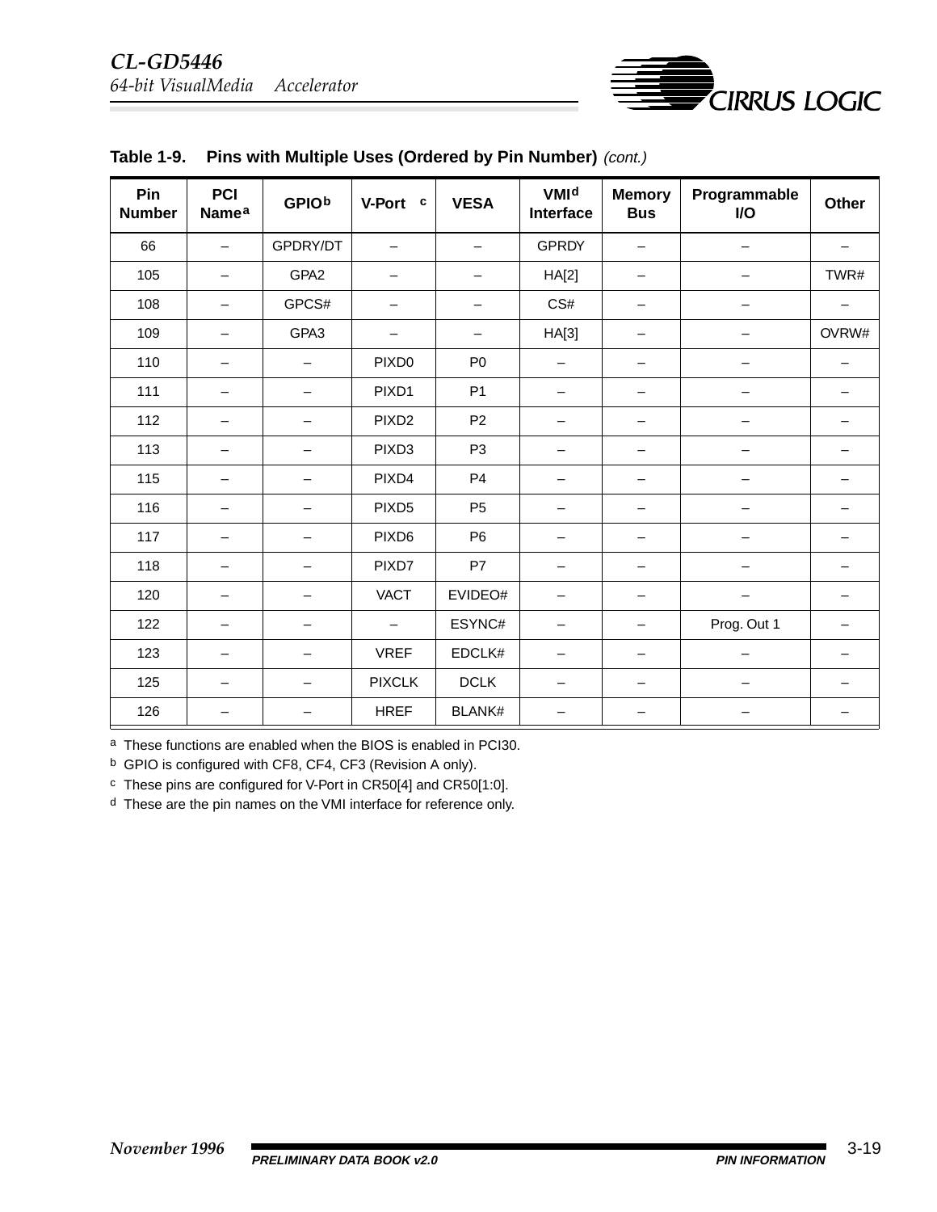**Table 1-9. Pins with Multiple Uses (Ordered by Pin Number)** *(cont.)*

| Pin Number | PCI Name[a] | GPIO[b] | V-Port [c] | VESA | VMI[d] Interface | Memory Bus | Programmable I/O | Other |
|---|---|---|---|---|---|---|---|---|
| 66 | – | GPDRY/DT | – | – | GPRDY | – | – | – |
| 105 | – | GPA2 | – | – | HA[2] | – | – | TWR# |
| 108 | – | GPCS# | – | – | CS# | – | – | – |
| 109 | – | GPA3 | – | – | HA[3] | – | – | OVRW# |
| 110 | – | – | PIXD0 | P0 | – | – | – | – |
| 111 | – | – | PIXD1 | P1 | – | – | – | – |
| 112 | – | – | PIXD2 | P2 | – | – | – | – |
| 113 | – | – | PIXD3 | P3 | – | – | – | – |
| 115 | – | – | PIXD4 | P4 | – | – | – | – |
| 116 | – | – | PIXD5 | P5 | – | – | – | – |
| 117 | – | – | PIXD6 | P6 | – | – | – | – |
| 118 | – | – | PIXD7 | P7 | – | – | – | – |
| 120 | – | – | VACT | EVIDEO# | – | – | – | – |
| 122 | – | – | – | ESYNC# | – | – | Prog. Out 1 | – |
| 123 | – | – | VREF | EDCLK# | – | – | – | – |
| 125 | – | – | PIXCLK | DCLK | – | – | – | – |
| 126 | – | – | HREF | BLANK# | – | – | – | – |

[a] These functions are enabled when the BIOS is enabled in PCI30.

[b] GPIO is configured with CF8, CF4, CF3 (Revision A only).

[c] These pins are configured for V-Port in CR50[4] and CR50[1:0].

[d] These are the pin names on the VMI interface for reference only.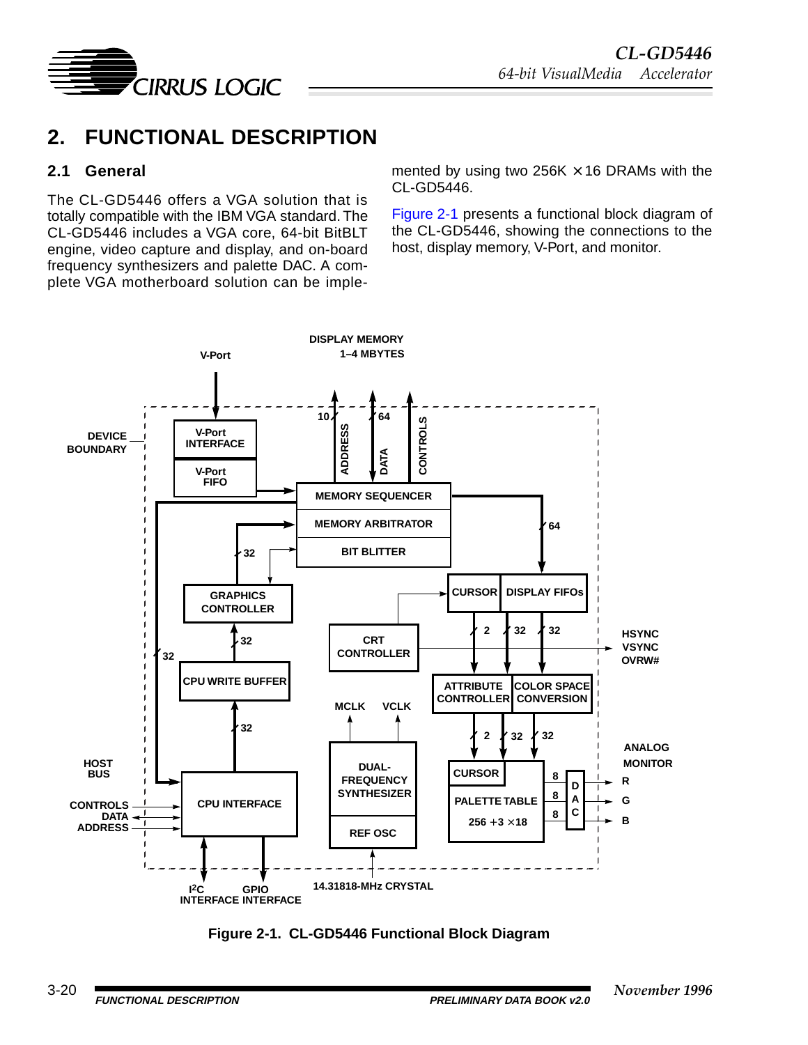## 2. FUNCTIONAL DESCRIPTION

### 2.1 General

The CL-GD5446 offers a VGA solution that is totally compatible with the IBM VGA standard. The CL-GD5446 includes a VGA core, 64-bit BitBLT engine, video capture and display, and on-board frequency synthesizers and palette DAC. A complete VGA motherboard solution can be implemented by using two 256K × 16 DRAMs with the CL-GD5446.

Figure 2-1 presents a functional block diagram of the CL-GD5446, showing the connections to the host, display memory, V-Port, and monitor.

Figure 2-1. CL-GD5446 Functional Block Diagram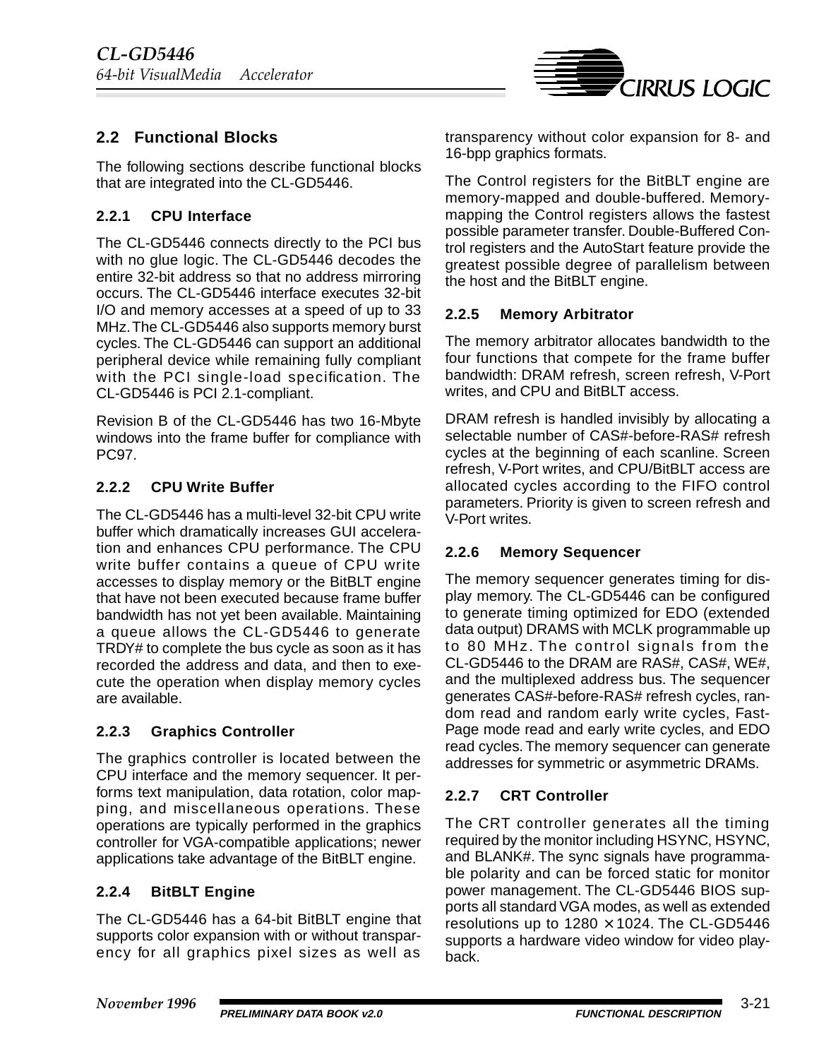## 2.2 Functional Blocks

The following sections describe functional blocks that are integrated into the CL-GD5446.

### 2.2.1 CPU Interface

The CL-GD5446 connects directly to the PCI bus with no glue logic. The CL-GD5446 decodes the entire 32-bit address so that no address mirroring occurs. The CL-GD5446 interface executes 32-bit I/O and memory accesses at a speed of up to 33 MHz. The CL-GD5446 also supports memory burst cycles. The CL-GD5446 can support an additional peripheral device while remaining fully compliant with the PCI single-load specification. The CL-GD5446 is PCI 2.1-compliant.

Revision B of the CL-GD5446 has two 16-Mbyte windows into the frame buffer for compliance with PC97.

### 2.2.2 CPU Write Buffer

The CL-GD5446 has a multi-level 32-bit CPU write buffer which dramatically increases GUI acceleration and enhances CPU performance. The CPU write buffer contains a queue of CPU write accesses to display memory or the BitBLT engine that have not been executed because frame buffer bandwidth has not yet been available. Maintaining a queue allows the CL-GD5446 to generate TRDY# to complete the bus cycle as soon as it has recorded the address and data, and then to execute the operation when display memory cycles are available.

### 2.2.3 Graphics Controller

The graphics controller is located between the CPU interface and the memory sequencer. It performs text manipulation, data rotation, color mapping, and miscellaneous operations. These operations are typically performed in the graphics controller for VGA-compatible applications; newer applications take advantage of the BitBLT engine.

### 2.2.4 BitBLT Engine

The CL-GD5446 has a 64-bit BitBLT engine that supports color expansion with or without transparency for all graphics pixel sizes as well as transparency without color expansion for 8- and 16-bpp graphics formats.

The Control registers for the BitBLT engine are memory-mapped and double-buffered. Memory-mapping the Control registers allows the fastest possible parameter transfer. Double-Buffered Control registers and the AutoStart feature provide the greatest possible degree of parallelism between the host and the BitBLT engine.

### 2.2.5 Memory Arbitrator

The memory arbitrator allocates bandwidth to the four functions that compete for the frame buffer bandwidth: DRAM refresh, screen refresh, V-Port writes, and CPU and BitBLT access.

DRAM refresh is handled invisibly by allocating a selectable number of CAS#-before-RAS# refresh cycles at the beginning of each scanline. Screen refresh, V-Port writes, and CPU/BitBLT access are allocated cycles according to the FIFO control parameters. Priority is given to screen refresh and V-Port writes.

### 2.2.6 Memory Sequencer

The memory sequencer generates timing for display memory. The CL-GD5446 can be configured to generate timing optimized for EDO (extended data output) DRAMS with MCLK programmable up to 80 MHz. The control signals from the CL-GD5446 to the DRAM are RAS#, CAS#, WE#, and the multiplexed address bus. The sequencer generates CAS#-before-RAS# refresh cycles, random read and random early write cycles, Fast-Page mode read and early write cycles, and EDO read cycles. The memory sequencer can generate addresses for symmetric or asymmetric DRAMs.

### 2.2.7 CRT Controller

The CRT controller generates all the timing required by the monitor including HSYNC, HSYNC, and BLANK#. The sync signals have programmable polarity and can be forced static for monitor power management. The CL-GD5446 BIOS supports all standard VGA modes, as well as extended resolutions up to 1280 × 1024. The CL-GD5446 supports a hardware video window for video playback.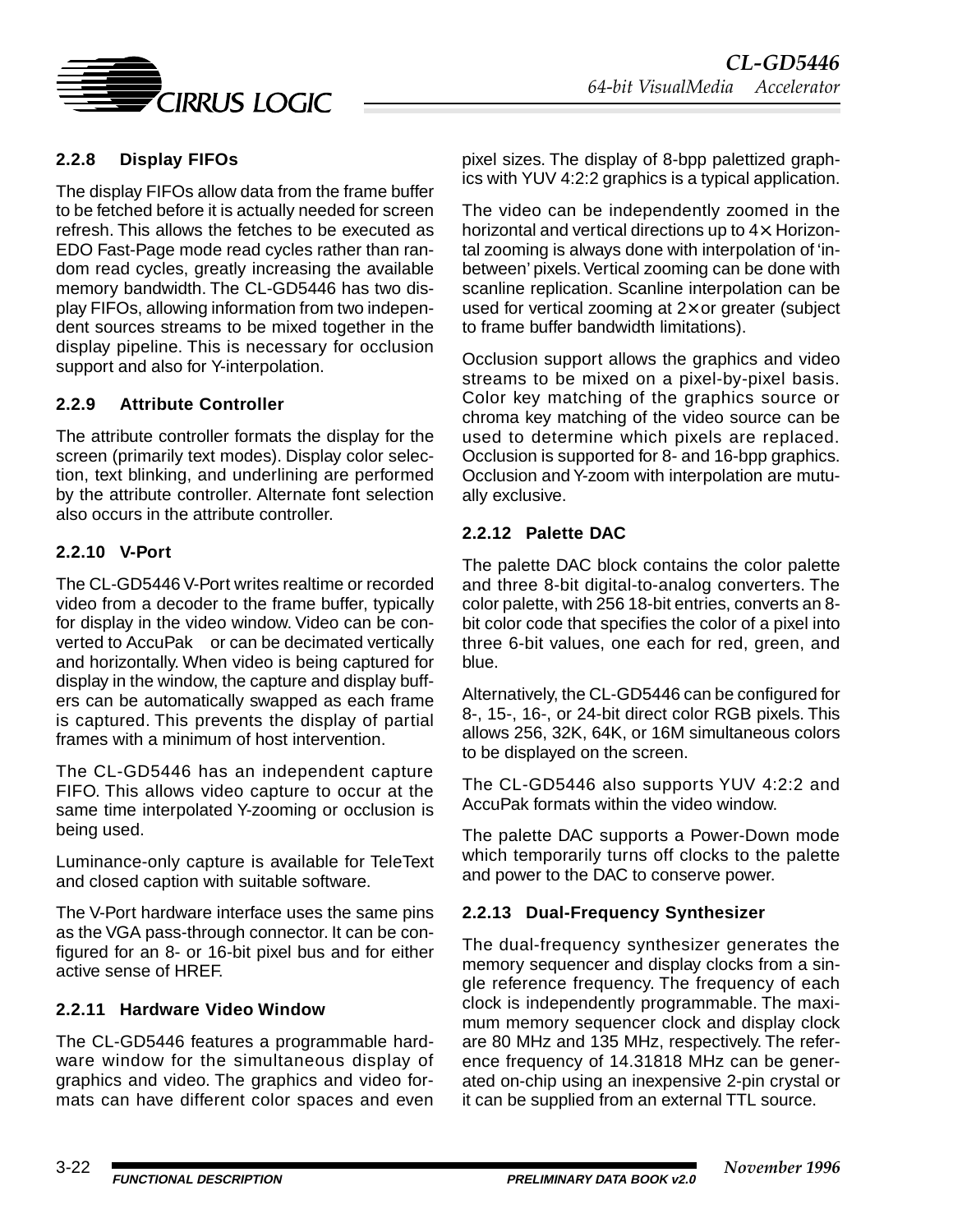### 2.2.8 Display FIFOs

The display FIFOs allow data from the frame buffer to be fetched before it is actually needed for screen refresh. This allows the fetches to be executed as EDO Fast-Page mode read cycles rather than random read cycles, greatly increasing the available memory bandwidth. The CL-GD5446 has two display FIFOs, allowing information from two independent sources streams to be mixed together in the display pipeline. This is necessary for occlusion support and also for Y-interpolation.

### 2.2.9 Attribute Controller

The attribute controller formats the display for the screen (primarily text modes). Display color selection, text blinking, and underlining are performed by the attribute controller. Alternate font selection also occurs in the attribute controller.

### 2.2.10 V-Port

The CL-GD5446 V-Port writes realtime or recorded video from a decoder to the frame buffer, typically for display in the video window. Video can be converted to AccuPak or can be decimated vertically and horizontally. When video is being captured for display in the window, the capture and display buffers can be automatically swapped as each frame is captured. This prevents the display of partial frames with a minimum of host intervention.

The CL-GD5446 has an independent capture FIFO. This allows video capture to occur at the same time interpolated Y-zooming or occlusion is being used.

Luminance-only capture is available for TeleText and closed caption with suitable software.

The V-Port hardware interface uses the same pins as the VGA pass-through connector. It can be configured for an 8- or 16-bit pixel bus and for either active sense of HREF.

### 2.2.11 Hardware Video Window

The CL-GD5446 features a programmable hardware window for the simultaneous display of graphics and video. The graphics and video formats can have different color spaces and even pixel sizes. The display of 8-bpp palettized graphics with YUV 4:2:2 graphics is a typical application.

The video can be independently zoomed in the horizontal and vertical directions up to 4×. Horizontal zooming is always done with interpolation of 'in-between' pixels. Vertical zooming can be done with scanline replication. Scanline interpolation can be used for vertical zooming at 2× or greater (subject to frame buffer bandwidth limitations).

Occlusion support allows the graphics and video streams to be mixed on a pixel-by-pixel basis. Color key matching of the graphics source or chroma key matching of the video source can be used to determine which pixels are replaced. Occlusion is supported for 8- and 16-bpp graphics. Occlusion and Y-zoom with interpolation are mutually exclusive.

### 2.2.12 Palette DAC

The palette DAC block contains the color palette and three 8-bit digital-to-analog converters. The color palette, with 256 18-bit entries, converts an 8-bit color code that specifies the color of a pixel into three 6-bit values, one each for red, green, and blue.

Alternatively, the CL-GD5446 can be configured for 8-, 15-, 16-, or 24-bit direct color RGB pixels. This allows 256, 32K, 64K, or 16M simultaneous colors to be displayed on the screen.

The CL-GD5446 also supports YUV 4:2:2 and AccuPak formats within the video window.

The palette DAC supports a Power-Down mode which temporarily turns off clocks to the palette and power to the DAC to conserve power.

### 2.2.13 Dual-Frequency Synthesizer

The dual-frequency synthesizer generates the memory sequencer and display clocks from a single reference frequency. The frequency of each clock is independently programmable. The maximum memory sequencer clock and display clock are 80 MHz and 135 MHz, respectively. The reference frequency of 14.31818 MHz can be generated on-chip using an inexpensive 2-pin crystal or it can be supplied from an external TTL source.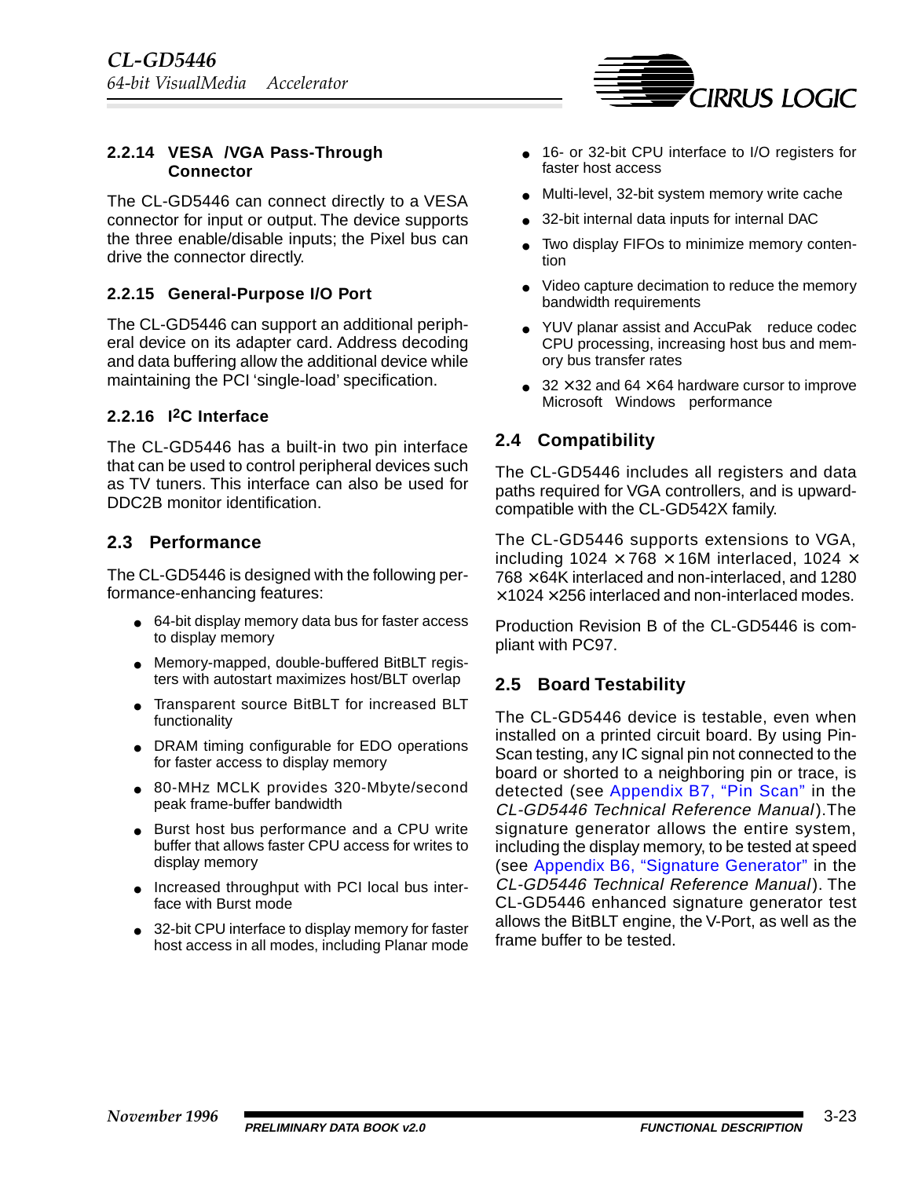### 2.2.14 VESA /VGA Pass-Through Connector

The CL-GD5446 can connect directly to a VESA connector for input or output. The device supports the three enable/disable inputs; the Pixel bus can drive the connector directly.

### 2.2.15 General-Purpose I/O Port

The CL-GD5446 can support an additional peripheral device on its adapter card. Address decoding and data buffering allow the additional device while maintaining the PCI 'single-load' specification.

### 2.2.16 I²C Interface

The CL-GD5446 has a built-in two pin interface that can be used to control peripheral devices such as TV tuners. This interface can also be used for DDC2B monitor identification.

## 2.3 Performance

The CL-GD5446 is designed with the following performance-enhancing features:

- 64-bit display memory data bus for faster access to display memory
- Memory-mapped, double-buffered BitBLT registers with autostart maximizes host/BLT overlap
- Transparent source BitBLT for increased BLT functionality
- DRAM timing configurable for EDO operations for faster access to display memory
- 80-MHz MCLK provides 320-Mbyte/second peak frame-buffer bandwidth
- Burst host bus performance and a CPU write buffer that allows faster CPU access for writes to display memory
- Increased throughput with PCI local bus interface with Burst mode
- 32-bit CPU interface to display memory for faster host access in all modes, including Planar mode
- 16- or 32-bit CPU interface to I/O registers for faster host access
- Multi-level, 32-bit system memory write cache
- 32-bit internal data inputs for internal DAC
- Two display FIFOs to minimize memory contention
- Video capture decimation to reduce the memory bandwidth requirements
- YUV planar assist and AccuPak reduce codec CPU processing, increasing host bus and memory bus transfer rates
- 32 × 32 and 64 × 64 hardware cursor to improve Microsoft Windows performance

## 2.4 Compatibility

The CL-GD5446 includes all registers and data paths required for VGA controllers, and is upward-compatible with the CL-GD542X family.

The CL-GD5446 supports extensions to VGA, including 1024 × 768 × 16M interlaced, 1024 × 768 × 64K interlaced and non-interlaced, and 1280 × 1024 × 256 interlaced and non-interlaced modes.

Production Revision B of the CL-GD5446 is compliant with PC97.

## 2.5 Board Testability

The CL-GD5446 device is testable, even when installed on a printed circuit board. By using Pin-Scan testing, any IC signal pin not connected to the board or shorted to a neighboring pin or trace, is detected (see Appendix B7, "Pin Scan" in the *CL-GD5446 Technical Reference Manual*).The signature generator allows the entire system, including the display memory, to be tested at speed (see Appendix B6, "Signature Generator" in the *CL-GD5446 Technical Reference Manual*). The CL-GD5446 enhanced signature generator test allows the BitBLT engine, the V-Port, as well as the frame buffer to be tested.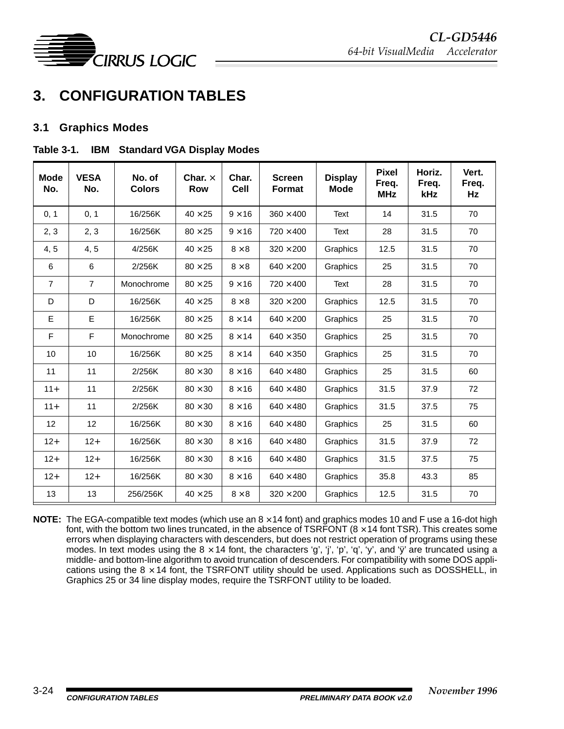# 3. CONFIGURATION TABLES

## 3.1 Graphics Modes

**Table 3-1. IBM Standard VGA Display Modes**

| Mode No. | VESA No. | No. of Colors | Char. × Row | Char. Cell | Screen Format | Display Mode | Pixel Freq. MHz | Horiz. Freq. kHz | Vert. Freq. Hz |
|---|---|---|---|---|---|---|---|---|---|
| 0, 1 | 0, 1 | 16/256K | 40 ×25 | 9 ×16 | 360 ×400 | Text | 14 | 31.5 | 70 |
| 2, 3 | 2, 3 | 16/256K | 80 ×25 | 9 ×16 | 720 ×400 | Text | 28 | 31.5 | 70 |
| 4, 5 | 4, 5 | 4/256K | 40 ×25 | 8 ×8 | 320 ×200 | Graphics | 12.5 | 31.5 | 70 |
| 6 | 6 | 2/256K | 80 ×25 | 8 ×8 | 640 ×200 | Graphics | 25 | 31.5 | 70 |
| 7 | 7 | Monochrome | 80 ×25 | 9 ×16 | 720 ×400 | Text | 28 | 31.5 | 70 |
| D | D | 16/256K | 40 ×25 | 8 ×8 | 320 ×200 | Graphics | 12.5 | 31.5 | 70 |
| E | E | 16/256K | 80 ×25 | 8 ×14 | 640 ×200 | Graphics | 25 | 31.5 | 70 |
| F | F | Monochrome | 80 ×25 | 8 ×14 | 640 ×350 | Graphics | 25 | 31.5 | 70 |
| 10 | 10 | 16/256K | 80 ×25 | 8 ×14 | 640 ×350 | Graphics | 25 | 31.5 | 70 |
| 11 | 11 | 2/256K | 80 ×30 | 8 ×16 | 640 ×480 | Graphics | 25 | 31.5 | 60 |
| 11+ | 11 | 2/256K | 80 ×30 | 8 ×16 | 640 ×480 | Graphics | 31.5 | 37.9 | 72 |
| 11+ | 11 | 2/256K | 80 ×30 | 8 ×16 | 640 ×480 | Graphics | 31.5 | 37.5 | 75 |
| 12 | 12 | 16/256K | 80 ×30 | 8 ×16 | 640 ×480 | Graphics | 25 | 31.5 | 60 |
| 12+ | 12+ | 16/256K | 80 ×30 | 8 ×16 | 640 ×480 | Graphics | 31.5 | 37.9 | 72 |
| 12+ | 12+ | 16/256K | 80 ×30 | 8 ×16 | 640 ×480 | Graphics | 31.5 | 37.5 | 75 |
| 12+ | 12+ | 16/256K | 80 ×30 | 8 ×16 | 640 ×480 | Graphics | 35.8 | 43.3 | 85 |
| 13 | 13 | 256/256K | 40 ×25 | 8 ×8 | 320 ×200 | Graphics | 12.5 | 31.5 | 70 |

**NOTE:** The EGA-compatible text modes (which use an 8 ×14 font) and graphics modes 10 and F use a 16-dot high font, with the bottom two lines truncated, in the absence of TSRFONT (8 ×14 font TSR). This creates some errors when displaying characters with descenders, but does not restrict operation of programs using these modes. In text modes using the 8 ×14 font, the characters 'g', 'j', 'p', 'q', 'y', and 'ÿ' are truncated using a middle- and bottom-line algorithm to avoid truncation of descenders. For compatibility with some DOS applications using the 8 ×14 font, the TSRFONT utility should be used. Applications such as DOSSHELL, in Graphics 25 or 34 line display modes, require the TSRFONT utility to be loaded.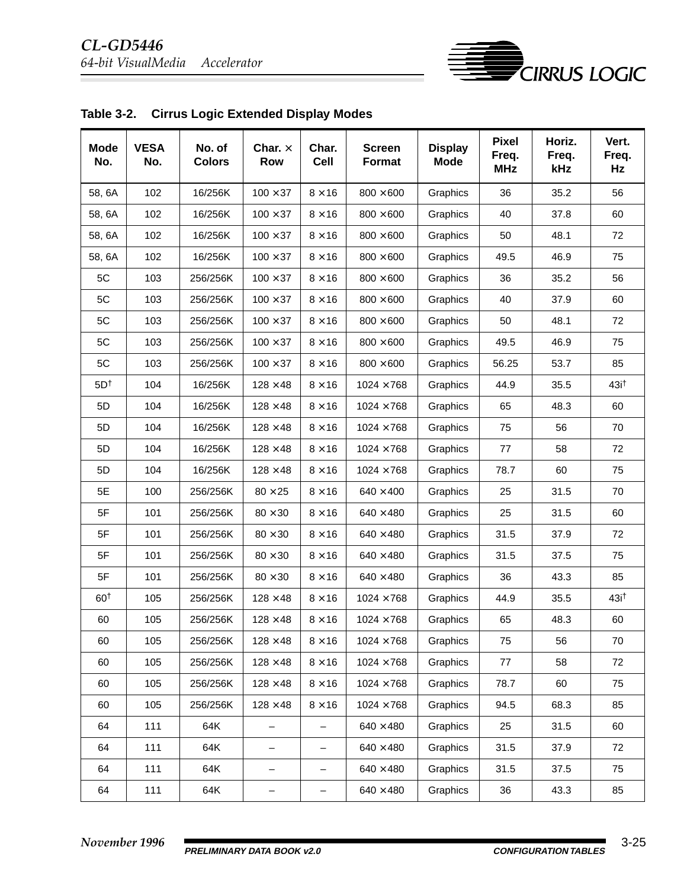## Table 3-2. Cirrus Logic Extended Display Modes

| Mode No. | VESA No. | No. of Colors | Char. × Row | Char. Cell | Screen Format | Display Mode | Pixel Freq. MHz | Horiz. Freq. kHz | Vert. Freq. Hz |
|---|---|---|---|---|---|---|---|---|---|
| 58, 6A | 102 | 16/256K | 100 ×37 | 8 ×16 | 800 ×600 | Graphics | 36 | 35.2 | 56 |
| 58, 6A | 102 | 16/256K | 100 ×37 | 8 ×16 | 800 ×600 | Graphics | 40 | 37.8 | 60 |
| 58, 6A | 102 | 16/256K | 100 ×37 | 8 ×16 | 800 ×600 | Graphics | 50 | 48.1 | 72 |
| 58, 6A | 102 | 16/256K | 100 ×37 | 8 ×16 | 800 ×600 | Graphics | 49.5 | 46.9 | 75 |
| 5C | 103 | 256/256K | 100 ×37 | 8 ×16 | 800 ×600 | Graphics | 36 | 35.2 | 56 |
| 5C | 103 | 256/256K | 100 ×37 | 8 ×16 | 800 ×600 | Graphics | 40 | 37.9 | 60 |
| 5C | 103 | 256/256K | 100 ×37 | 8 ×16 | 800 ×600 | Graphics | 50 | 48.1 | 72 |
| 5C | 103 | 256/256K | 100 ×37 | 8 ×16 | 800 ×600 | Graphics | 49.5 | 46.9 | 75 |
| 5C | 103 | 256/256K | 100 ×37 | 8 ×16 | 800 ×600 | Graphics | 56.25 | 53.7 | 85 |
| 5D† | 104 | 16/256K | 128 ×48 | 8 ×16 | 1024 ×768 | Graphics | 44.9 | 35.5 | 43i† |
| 5D | 104 | 16/256K | 128 ×48 | 8 ×16 | 1024 ×768 | Graphics | 65 | 48.3 | 60 |
| 5D | 104 | 16/256K | 128 ×48 | 8 ×16 | 1024 ×768 | Graphics | 75 | 56 | 70 |
| 5D | 104 | 16/256K | 128 ×48 | 8 ×16 | 1024 ×768 | Graphics | 77 | 58 | 72 |
| 5D | 104 | 16/256K | 128 ×48 | 8 ×16 | 1024 ×768 | Graphics | 78.7 | 60 | 75 |
| 5E | 100 | 256/256K | 80 ×25 | 8 ×16 | 640 ×400 | Graphics | 25 | 31.5 | 70 |
| 5F | 101 | 256/256K | 80 ×30 | 8 ×16 | 640 ×480 | Graphics | 25 | 31.5 | 60 |
| 5F | 101 | 256/256K | 80 ×30 | 8 ×16 | 640 ×480 | Graphics | 31.5 | 37.9 | 72 |
| 5F | 101 | 256/256K | 80 ×30 | 8 ×16 | 640 ×480 | Graphics | 31.5 | 37.5 | 75 |
| 5F | 101 | 256/256K | 80 ×30 | 8 ×16 | 640 ×480 | Graphics | 36 | 43.3 | 85 |
| 60† | 105 | 256/256K | 128 ×48 | 8 ×16 | 1024 ×768 | Graphics | 44.9 | 35.5 | 43i† |
| 60 | 105 | 256/256K | 128 ×48 | 8 ×16 | 1024 ×768 | Graphics | 65 | 48.3 | 60 |
| 60 | 105 | 256/256K | 128 ×48 | 8 ×16 | 1024 ×768 | Graphics | 75 | 56 | 70 |
| 60 | 105 | 256/256K | 128 ×48 | 8 ×16 | 1024 ×768 | Graphics | 77 | 58 | 72 |
| 60 | 105 | 256/256K | 128 ×48 | 8 ×16 | 1024 ×768 | Graphics | 78.7 | 60 | 75 |
| 60 | 105 | 256/256K | 128 ×48 | 8 ×16 | 1024 ×768 | Graphics | 94.5 | 68.3 | 85 |
| 64 | 111 | 64K | – | – | 640 ×480 | Graphics | 25 | 31.5 | 60 |
| 64 | 111 | 64K | – | – | 640 ×480 | Graphics | 31.5 | 37.9 | 72 |
| 64 | 111 | 64K | – | – | 640 ×480 | Graphics | 31.5 | 37.5 | 75 |
| 64 | 111 | 64K | – | – | 640 ×480 | Graphics | 36 | 43.3 | 85 |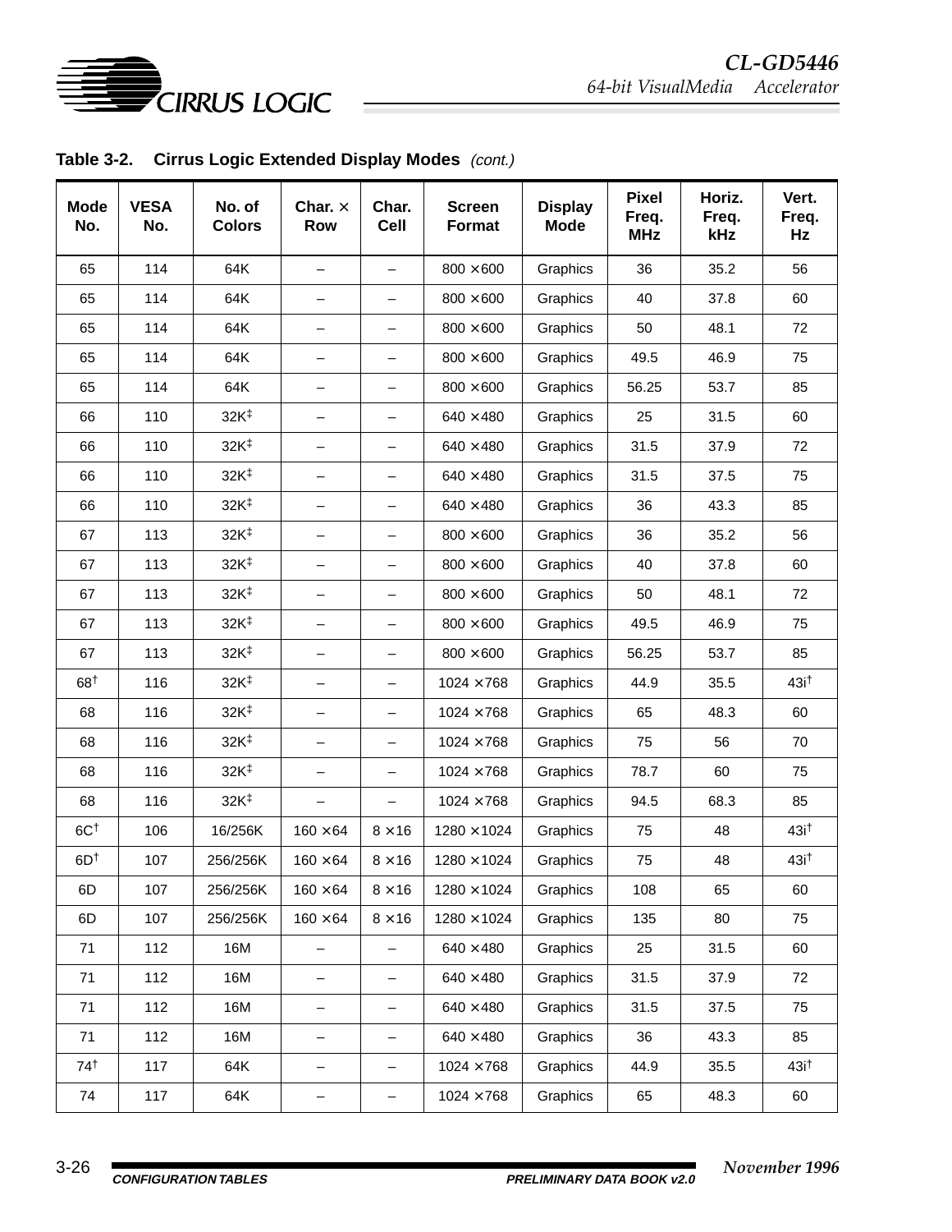**Table 3-2. Cirrus Logic Extended Display Modes** *(cont.)*

| Mode No. | VESA No. | No. of Colors | Char. × Row | Char. Cell | Screen Format | Display Mode | Pixel Freq. MHz | Horiz. Freq. kHz | Vert. Freq. Hz |
|---|---|---|---|---|---|---|---|---|---|
| 65 | 114 | 64K | – | – | 800 ×600 | Graphics | 36 | 35.2 | 56 |
| 65 | 114 | 64K | – | – | 800 ×600 | Graphics | 40 | 37.8 | 60 |
| 65 | 114 | 64K | – | – | 800 ×600 | Graphics | 50 | 48.1 | 72 |
| 65 | 114 | 64K | – | – | 800 ×600 | Graphics | 49.5 | 46.9 | 75 |
| 65 | 114 | 64K | – | – | 800 ×600 | Graphics | 56.25 | 53.7 | 85 |
| 66 | 110 | 32K‡ | – | – | 640 ×480 | Graphics | 25 | 31.5 | 60 |
| 66 | 110 | 32K‡ | – | – | 640 ×480 | Graphics | 31.5 | 37.9 | 72 |
| 66 | 110 | 32K‡ | – | – | 640 ×480 | Graphics | 31.5 | 37.5 | 75 |
| 66 | 110 | 32K‡ | – | – | 640 ×480 | Graphics | 36 | 43.3 | 85 |
| 67 | 113 | 32K‡ | – | – | 800 ×600 | Graphics | 36 | 35.2 | 56 |
| 67 | 113 | 32K‡ | – | – | 800 ×600 | Graphics | 40 | 37.8 | 60 |
| 67 | 113 | 32K‡ | – | – | 800 ×600 | Graphics | 50 | 48.1 | 72 |
| 67 | 113 | 32K‡ | – | – | 800 ×600 | Graphics | 49.5 | 46.9 | 75 |
| 67 | 113 | 32K‡ | – | – | 800 ×600 | Graphics | 56.25 | 53.7 | 85 |
| 68† | 116 | 32K‡ | – | – | 1024 ×768 | Graphics | 44.9 | 35.5 | 43i† |
| 68 | 116 | 32K‡ | – | – | 1024 ×768 | Graphics | 65 | 48.3 | 60 |
| 68 | 116 | 32K‡ | – | – | 1024 ×768 | Graphics | 75 | 56 | 70 |
| 68 | 116 | 32K‡ | – | – | 1024 ×768 | Graphics | 78.7 | 60 | 75 |
| 68 | 116 | 32K‡ | – | – | 1024 ×768 | Graphics | 94.5 | 68.3 | 85 |
| 6C† | 106 | 16/256K | 160 ×64 | 8 ×16 | 1280 ×1024 | Graphics | 75 | 48 | 43i† |
| 6D† | 107 | 256/256K | 160 ×64 | 8 ×16 | 1280 ×1024 | Graphics | 75 | 48 | 43i† |
| 6D | 107 | 256/256K | 160 ×64 | 8 ×16 | 1280 ×1024 | Graphics | 108 | 65 | 60 |
| 6D | 107 | 256/256K | 160 ×64 | 8 ×16 | 1280 ×1024 | Graphics | 135 | 80 | 75 |
| 71 | 112 | 16M | – | – | 640 ×480 | Graphics | 25 | 31.5 | 60 |
| 71 | 112 | 16M | – | – | 640 ×480 | Graphics | 31.5 | 37.9 | 72 |
| 71 | 112 | 16M | – | – | 640 ×480 | Graphics | 31.5 | 37.5 | 75 |
| 71 | 112 | 16M | – | – | 640 ×480 | Graphics | 36 | 43.3 | 85 |
| 74† | 117 | 64K | – | – | 1024 ×768 | Graphics | 44.9 | 35.5 | 43i† |
| 74 | 117 | 64K | – | – | 1024 ×768 | Graphics | 65 | 48.3 | 60 |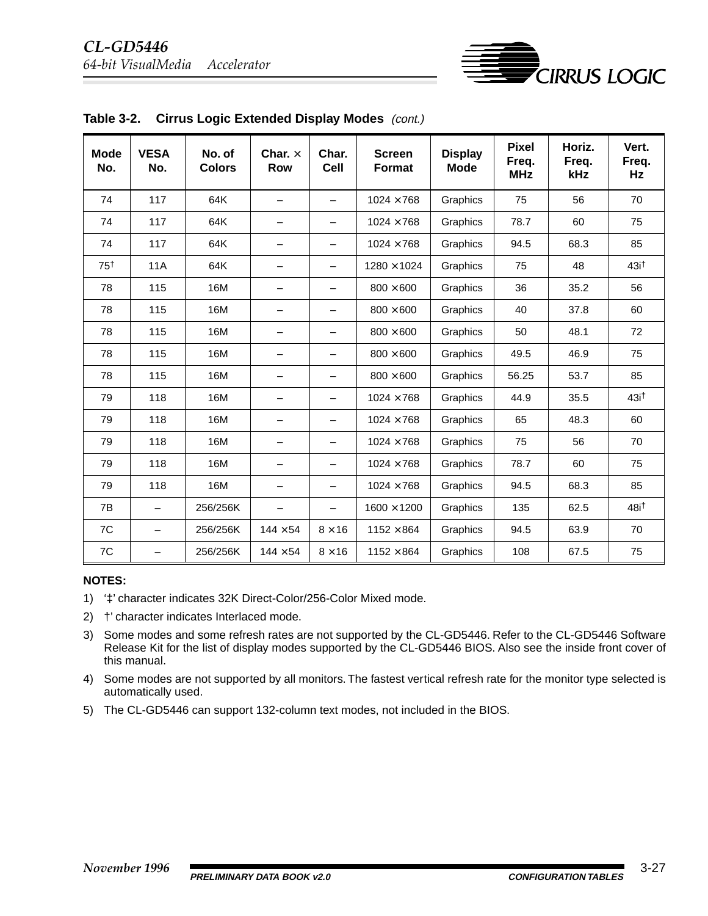**Table 3-2. Cirrus Logic Extended Display Modes** *(cont.)*

| Mode No. | VESA No. | No. of Colors | Char. × Row | Char. Cell | Screen Format | Display Mode | Pixel Freq. MHz | Horiz. Freq. kHz | Vert. Freq. Hz |
|---|---|---|---|---|---|---|---|---|---|
| 74 | 117 | 64K | – | – | 1024 × 768 | Graphics | 75 | 56 | 70 |
| 74 | 117 | 64K | – | – | 1024 × 768 | Graphics | 78.7 | 60 | 75 |
| 74 | 117 | 64K | – | – | 1024 × 768 | Graphics | 94.5 | 68.3 | 85 |
| 75† | 11A | 64K | – | – | 1280 × 1024 | Graphics | 75 | 48 | 43i† |
| 78 | 115 | 16M | – | – | 800 × 600 | Graphics | 36 | 35.2 | 56 |
| 78 | 115 | 16M | – | – | 800 × 600 | Graphics | 40 | 37.8 | 60 |
| 78 | 115 | 16M | – | – | 800 × 600 | Graphics | 50 | 48.1 | 72 |
| 78 | 115 | 16M | – | – | 800 × 600 | Graphics | 49.5 | 46.9 | 75 |
| 78 | 115 | 16M | – | – | 800 × 600 | Graphics | 56.25 | 53.7 | 85 |
| 79 | 118 | 16M | – | – | 1024 × 768 | Graphics | 44.9 | 35.5 | 43i† |
| 79 | 118 | 16M | – | – | 1024 × 768 | Graphics | 65 | 48.3 | 60 |
| 79 | 118 | 16M | – | – | 1024 × 768 | Graphics | 75 | 56 | 70 |
| 79 | 118 | 16M | – | – | 1024 × 768 | Graphics | 78.7 | 60 | 75 |
| 79 | 118 | 16M | – | – | 1024 × 768 | Graphics | 94.5 | 68.3 | 85 |
| 7B | – | 256/256K | – | – | 1600 × 1200 | Graphics | 135 | 62.5 | 48i† |
| 7C | – | 256/256K | 144 × 54 | 8 × 16 | 1152 × 864 | Graphics | 94.5 | 63.9 | 70 |
| 7C | – | 256/256K | 144 × 54 | 8 × 16 | 1152 × 864 | Graphics | 108 | 67.5 | 75 |

**NOTES:**

1) '‡' character indicates 32K Direct-Color/256-Color Mixed mode.
2) †' character indicates Interlaced mode.
3) Some modes and some refresh rates are not supported by the CL-GD5446. Refer to the CL-GD5446 Software Release Kit for the list of display modes supported by the CL-GD5446 BIOS. Also see the inside front cover of this manual.
4) Some modes are not supported by all monitors. The fastest vertical refresh rate for the monitor type selected is automatically used.
5) The CL-GD5446 can support 132-column text modes, not included in the BIOS.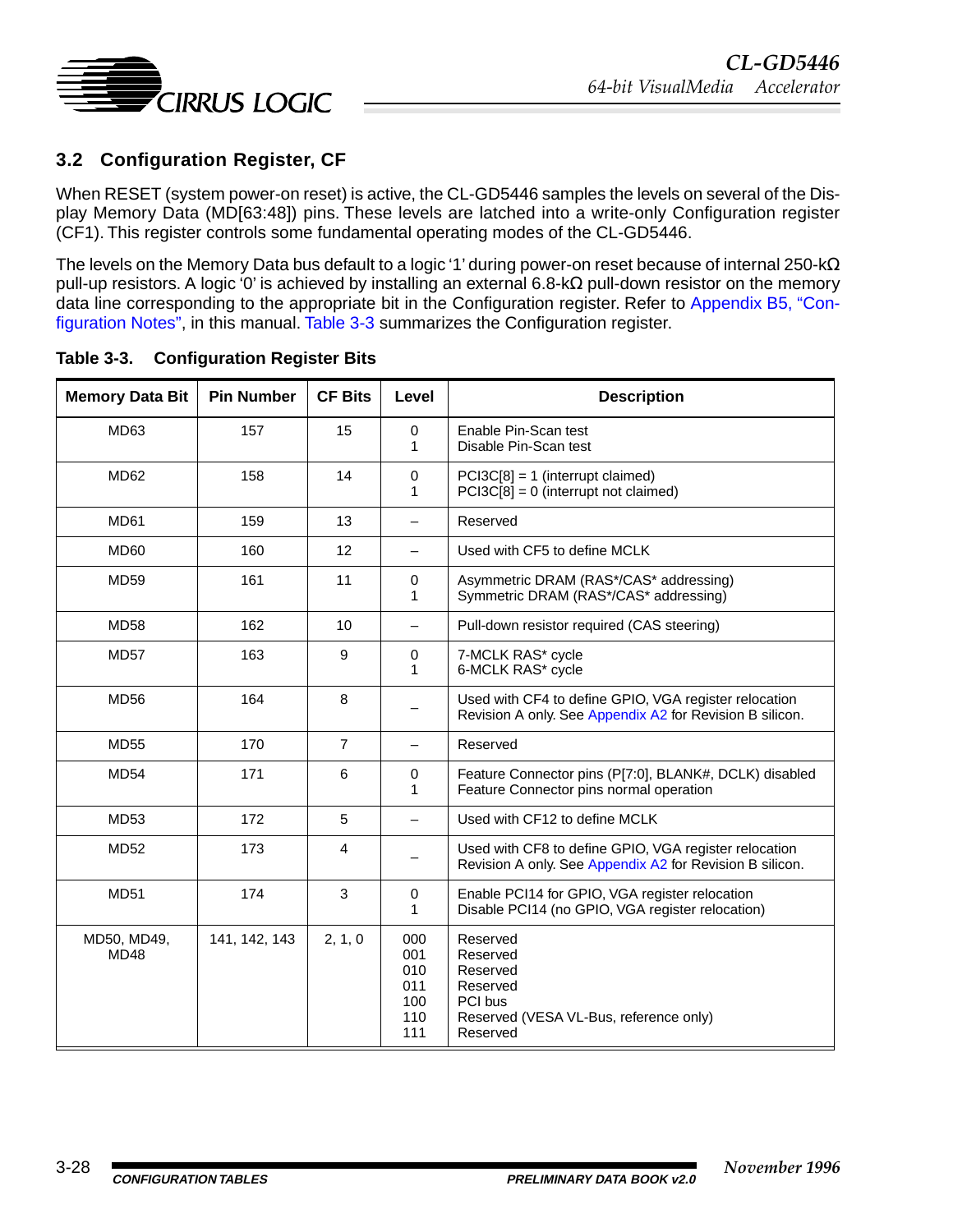## 3.2 Configuration Register, CF

When RESET (system power-on reset) is active, the CL-GD5446 samples the levels on several of the Display Memory Data (MD[63:48]) pins. These levels are latched into a write-only Configuration register (CF1). This register controls some fundamental operating modes of the CL-GD5446.

The levels on the Memory Data bus default to a logic '1' during power-on reset because of internal 250-kΩ pull-up resistors. A logic '0' is achieved by installing an external 6.8-kΩ pull-down resistor on the memory data line corresponding to the appropriate bit in the Configuration register. Refer to Appendix B5, "Configuration Notes", in this manual. Table 3-3 summarizes the Configuration register.

**Table 3-3. Configuration Register Bits**

| Memory Data Bit | Pin Number | CF Bits | Level | Description |
|---|---|---|---|---|
| MD63 | 157 | 15 | 0<br>1 | Enable Pin-Scan test<br>Disable Pin-Scan test |
| MD62 | 158 | 14 | 0<br>1 | PCI3C[8] = 1 (interrupt claimed)<br>PCI3C[8] = 0 (interrupt not claimed) |
| MD61 | 159 | 13 | – | Reserved |
| MD60 | 160 | 12 | – | Used with CF5 to define MCLK |
| MD59 | 161 | 11 | 0<br>1 | Asymmetric DRAM (RAS*/CAS* addressing)<br>Symmetric DRAM (RAS*/CAS* addressing) |
| MD58 | 162 | 10 | – | Pull-down resistor required (CAS steering) |
| MD57 | 163 | 9 | 0<br>1 | 7-MCLK RAS* cycle<br>6-MCLK RAS* cycle |
| MD56 | 164 | 8 | – | Used with CF4 to define GPIO, VGA register relocation Revision A only. See Appendix A2 for Revision B silicon. |
| MD55 | 170 | 7 | – | Reserved |
| MD54 | 171 | 6 | 0<br>1 | Feature Connector pins (P[7:0], BLANK#, DCLK) disabled<br>Feature Connector pins normal operation |
| MD53 | 172 | 5 | – | Used with CF12 to define MCLK |
| MD52 | 173 | 4 | – | Used with CF8 to define GPIO, VGA register relocation Revision A only. See Appendix A2 for Revision B silicon. |
| MD51 | 174 | 3 | 0<br>1 | Enable PCI14 for GPIO, VGA register relocation<br>Disable PCI14 (no GPIO, VGA register relocation) |
| MD50, MD49, MD48 | 141, 142, 143 | 2, 1, 0 | 000<br>001<br>010<br>011<br>100<br>110<br>111 | Reserved<br>Reserved<br>Reserved<br>Reserved<br>PCI bus<br>Reserved (VESA VL-Bus, reference only)<br>Reserved |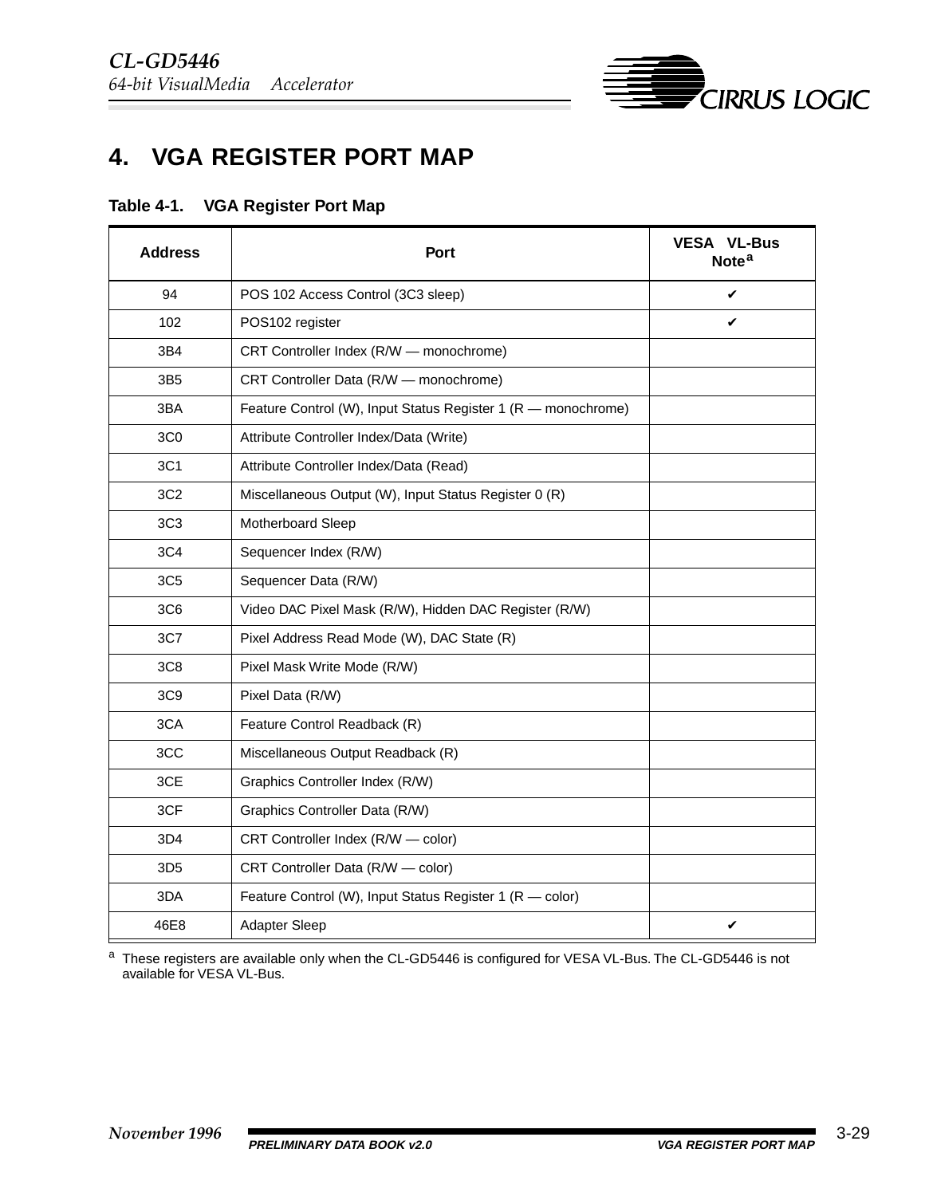# 4. VGA REGISTER PORT MAP

**Table 4-1. VGA Register Port Map**

| Address | Port | VESA VL-Bus Note[a] |
|---|---|---|
| 94 | POS 102 Access Control (3C3 sleep) | ✔ |
| 102 | POS102 register | ✔ |
| 3B4 | CRT Controller Index (R/W — monochrome) | |
| 3B5 | CRT Controller Data (R/W — monochrome) | |
| 3BA | Feature Control (W), Input Status Register 1 (R — monochrome) | |
| 3C0 | Attribute Controller Index/Data (Write) | |
| 3C1 | Attribute Controller Index/Data (Read) | |
| 3C2 | Miscellaneous Output (W), Input Status Register 0 (R) | |
| 3C3 | Motherboard Sleep | |
| 3C4 | Sequencer Index (R/W) | |
| 3C5 | Sequencer Data (R/W) | |
| 3C6 | Video DAC Pixel Mask (R/W), Hidden DAC Register (R/W) | |
| 3C7 | Pixel Address Read Mode (W), DAC State (R) | |
| 3C8 | Pixel Mask Write Mode (R/W) | |
| 3C9 | Pixel Data (R/W) | |
| 3CA | Feature Control Readback (R) | |
| 3CC | Miscellaneous Output Readback (R) | |
| 3CE | Graphics Controller Index (R/W) | |
| 3CF | Graphics Controller Data (R/W) | |
| 3D4 | CRT Controller Index (R/W — color) | |
| 3D5 | CRT Controller Data (R/W — color) | |
| 3DA | Feature Control (W), Input Status Register 1 (R — color) | |
| 46E8 | Adapter Sleep | ✔ |

[a] These registers are available only when the CL-GD5446 is configured for VESA VL-Bus. The CL-GD5446 is not available for VESA VL-Bus.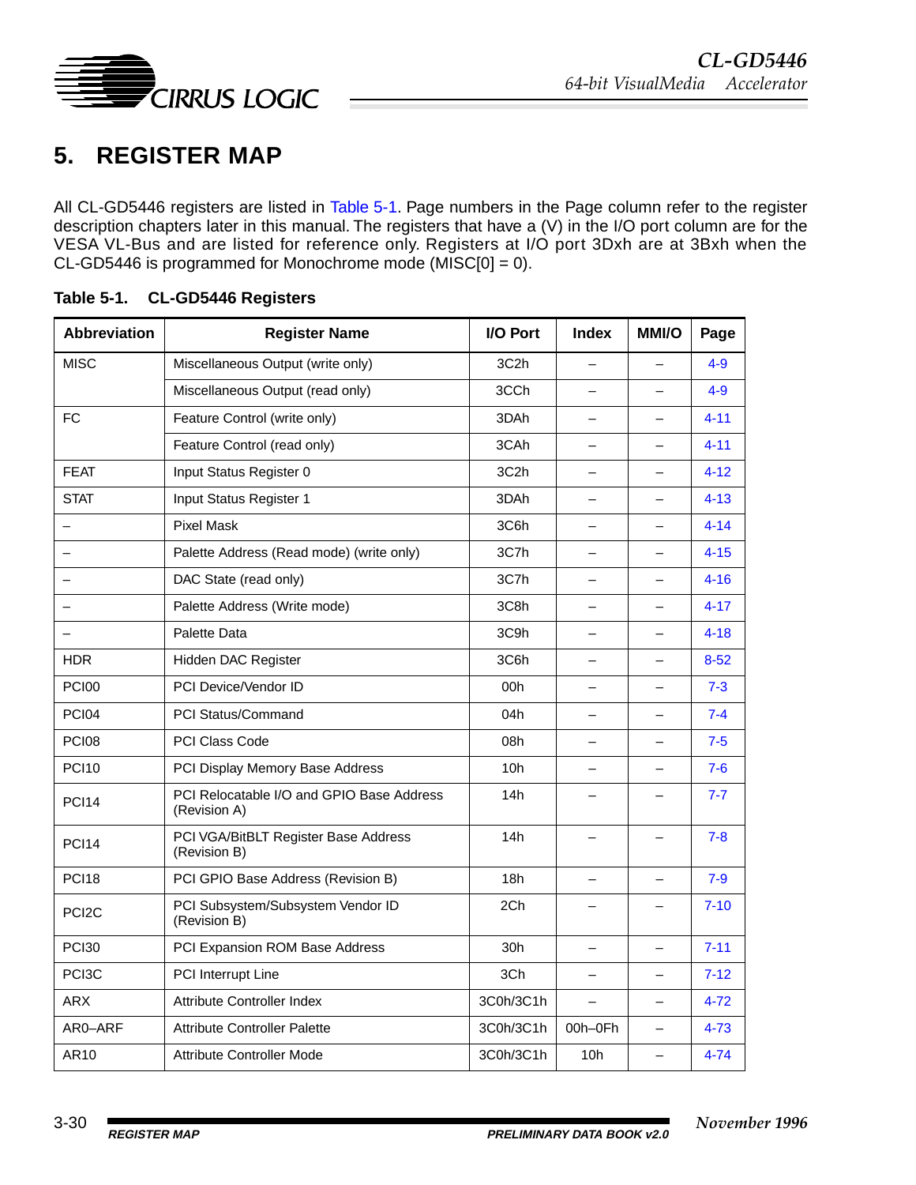# 5. REGISTER MAP

All CL-GD5446 registers are listed in Table 5-1. Page numbers in the Page column refer to the register description chapters later in this manual. The registers that have a (V) in the I/O port column are for the VESA VL-Bus and are listed for reference only. Registers at I/O port 3Dxh are at 3Bxh when the CL-GD5446 is programmed for Monochrome mode (MISC[0] = 0).

**Table 5-1. CL-GD5446 Registers**

| Abbreviation | Register Name | I/O Port | Index | MMI/O | Page |
|---|---|---|---|---|---|
| MISC | Miscellaneous Output (write only) | 3C2h | – | – | 4-9 |
| | Miscellaneous Output (read only) | 3CCh | – | – | 4-9 |
| FC | Feature Control (write only) | 3DAh | – | – | 4-11 |
| | Feature Control (read only) | 3CAh | – | – | 4-11 |
| FEAT | Input Status Register 0 | 3C2h | – | – | 4-12 |
| STAT | Input Status Register 1 | 3DAh | – | – | 4-13 |
| – | Pixel Mask | 3C6h | – | – | 4-14 |
| – | Palette Address (Read mode) (write only) | 3C7h | – | – | 4-15 |
| – | DAC State (read only) | 3C7h | – | – | 4-16 |
| – | Palette Address (Write mode) | 3C8h | – | – | 4-17 |
| – | Palette Data | 3C9h | – | – | 4-18 |
| HDR | Hidden DAC Register | 3C6h | – | – | 8-52 |
| PCI00 | PCI Device/Vendor ID | 00h | – | – | 7-3 |
| PCI04 | PCI Status/Command | 04h | – | – | 7-4 |
| PCI08 | PCI Class Code | 08h | – | – | 7-5 |
| PCI10 | PCI Display Memory Base Address | 10h | – | – | 7-6 |
| PCI14 | PCI Relocatable I/O and GPIO Base Address (Revision A) | 14h | – | – | 7-7 |
| PCI14 | PCI VGA/BitBLT Register Base Address (Revision B) | 14h | – | – | 7-8 |
| PCI18 | PCI GPIO Base Address (Revision B) | 18h | – | – | 7-9 |
| PCI2C | PCI Subsystem/Subsystem Vendor ID (Revision B) | 2Ch | – | – | 7-10 |
| PCI30 | PCI Expansion ROM Base Address | 30h | – | – | 7-11 |
| PCI3C | PCI Interrupt Line | 3Ch | – | – | 7-12 |
| ARX | Attribute Controller Index | 3C0h/3C1h | – | – | 4-72 |
| AR0–ARF | Attribute Controller Palette | 3C0h/3C1h | 00h–0Fh | – | 4-73 |
| AR10 | Attribute Controller Mode | 3C0h/3C1h | 10h | – | 4-74 |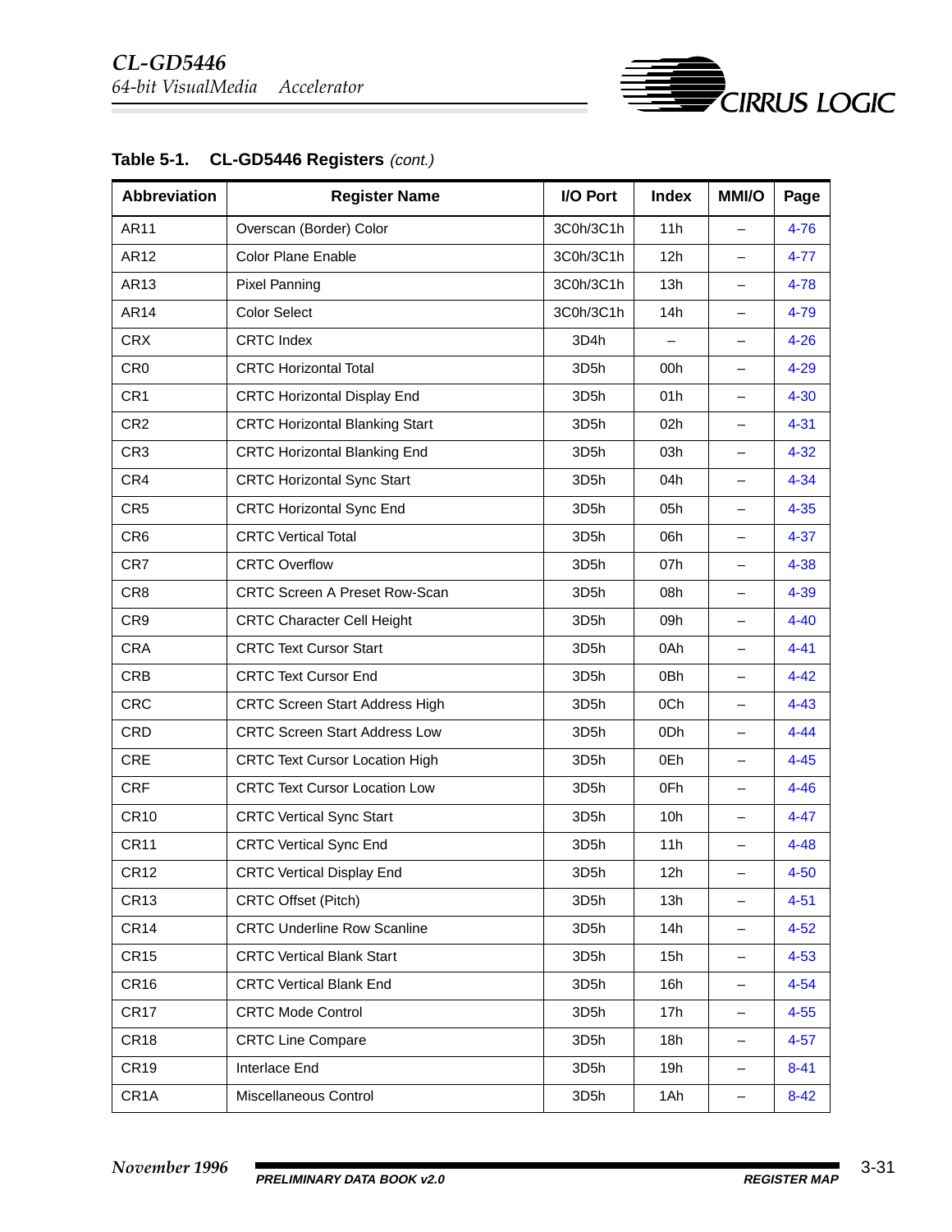**Table 5-1. CL-GD5446 Registers** *(cont.)*

| Abbreviation | Register Name | I/O Port | Index | MMI/O | Page |
|---|---|---|---|---|---|
| AR11 | Overscan (Border) Color | 3C0h/3C1h | 11h | – | 4-76 |
| AR12 | Color Plane Enable | 3C0h/3C1h | 12h | – | 4-77 |
| AR13 | Pixel Panning | 3C0h/3C1h | 13h | – | 4-78 |
| AR14 | Color Select | 3C0h/3C1h | 14h | – | 4-79 |
| CRX | CRTC Index | 3D4h | – | – | 4-26 |
| CR0 | CRTC Horizontal Total | 3D5h | 00h | – | 4-29 |
| CR1 | CRTC Horizontal Display End | 3D5h | 01h | – | 4-30 |
| CR2 | CRTC Horizontal Blanking Start | 3D5h | 02h | – | 4-31 |
| CR3 | CRTC Horizontal Blanking End | 3D5h | 03h | – | 4-32 |
| CR4 | CRTC Horizontal Sync Start | 3D5h | 04h | – | 4-34 |
| CR5 | CRTC Horizontal Sync End | 3D5h | 05h | – | 4-35 |
| CR6 | CRTC Vertical Total | 3D5h | 06h | – | 4-37 |
| CR7 | CRTC Overflow | 3D5h | 07h | – | 4-38 |
| CR8 | CRTC Screen A Preset Row-Scan | 3D5h | 08h | – | 4-39 |
| CR9 | CRTC Character Cell Height | 3D5h | 09h | – | 4-40 |
| CRA | CRTC Text Cursor Start | 3D5h | 0Ah | – | 4-41 |
| CRB | CRTC Text Cursor End | 3D5h | 0Bh | – | 4-42 |
| CRC | CRTC Screen Start Address High | 3D5h | 0Ch | – | 4-43 |
| CRD | CRTC Screen Start Address Low | 3D5h | 0Dh | – | 4-44 |
| CRE | CRTC Text Cursor Location High | 3D5h | 0Eh | – | 4-45 |
| CRF | CRTC Text Cursor Location Low | 3D5h | 0Fh | – | 4-46 |
| CR10 | CRTC Vertical Sync Start | 3D5h | 10h | – | 4-47 |
| CR11 | CRTC Vertical Sync End | 3D5h | 11h | – | 4-48 |
| CR12 | CRTC Vertical Display End | 3D5h | 12h | – | 4-50 |
| CR13 | CRTC Offset (Pitch) | 3D5h | 13h | – | 4-51 |
| CR14 | CRTC Underline Row Scanline | 3D5h | 14h | – | 4-52 |
| CR15 | CRTC Vertical Blank Start | 3D5h | 15h | – | 4-53 |
| CR16 | CRTC Vertical Blank End | 3D5h | 16h | – | 4-54 |
| CR17 | CRTC Mode Control | 3D5h | 17h | – | 4-55 |
| CR18 | CRTC Line Compare | 3D5h | 18h | – | 4-57 |
| CR19 | Interlace End | 3D5h | 19h | – | 8-41 |
| CR1A | Miscellaneous Control | 3D5h | 1Ah | – | 8-42 |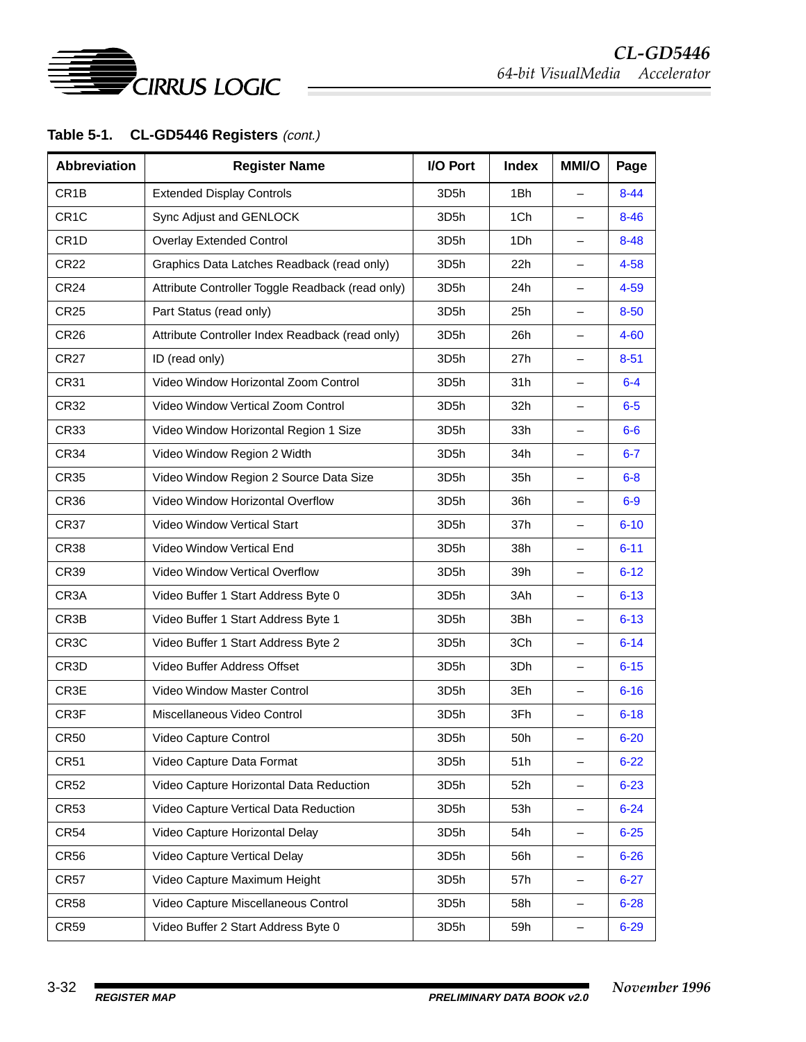**Table 5-1. CL-GD5446 Registers** *(cont.)*

| Abbreviation | Register Name | I/O Port | Index | MMI/O | Page |
|---|---|---|---|---|---|
| CR1B | Extended Display Controls | 3D5h | 1Bh | – | 8-44 |
| CR1C | Sync Adjust and GENLOCK | 3D5h | 1Ch | – | 8-46 |
| CR1D | Overlay Extended Control | 3D5h | 1Dh | – | 8-48 |
| CR22 | Graphics Data Latches Readback (read only) | 3D5h | 22h | – | 4-58 |
| CR24 | Attribute Controller Toggle Readback (read only) | 3D5h | 24h | – | 4-59 |
| CR25 | Part Status (read only) | 3D5h | 25h | – | 8-50 |
| CR26 | Attribute Controller Index Readback (read only) | 3D5h | 26h | – | 4-60 |
| CR27 | ID (read only) | 3D5h | 27h | – | 8-51 |
| CR31 | Video Window Horizontal Zoom Control | 3D5h | 31h | – | 6-4 |
| CR32 | Video Window Vertical Zoom Control | 3D5h | 32h | – | 6-5 |
| CR33 | Video Window Horizontal Region 1 Size | 3D5h | 33h | – | 6-6 |
| CR34 | Video Window Region 2 Width | 3D5h | 34h | – | 6-7 |
| CR35 | Video Window Region 2 Source Data Size | 3D5h | 35h | – | 6-8 |
| CR36 | Video Window Horizontal Overflow | 3D5h | 36h | – | 6-9 |
| CR37 | Video Window Vertical Start | 3D5h | 37h | – | 6-10 |
| CR38 | Video Window Vertical End | 3D5h | 38h | – | 6-11 |
| CR39 | Video Window Vertical Overflow | 3D5h | 39h | – | 6-12 |
| CR3A | Video Buffer 1 Start Address Byte 0 | 3D5h | 3Ah | – | 6-13 |
| CR3B | Video Buffer 1 Start Address Byte 1 | 3D5h | 3Bh | – | 6-13 |
| CR3C | Video Buffer 1 Start Address Byte 2 | 3D5h | 3Ch | – | 6-14 |
| CR3D | Video Buffer Address Offset | 3D5h | 3Dh | – | 6-15 |
| CR3E | Video Window Master Control | 3D5h | 3Eh | – | 6-16 |
| CR3F | Miscellaneous Video Control | 3D5h | 3Fh | – | 6-18 |
| CR50 | Video Capture Control | 3D5h | 50h | – | 6-20 |
| CR51 | Video Capture Data Format | 3D5h | 51h | – | 6-22 |
| CR52 | Video Capture Horizontal Data Reduction | 3D5h | 52h | – | 6-23 |
| CR53 | Video Capture Vertical Data Reduction | 3D5h | 53h | – | 6-24 |
| CR54 | Video Capture Horizontal Delay | 3D5h | 54h | – | 6-25 |
| CR56 | Video Capture Vertical Delay | 3D5h | 56h | – | 6-26 |
| CR57 | Video Capture Maximum Height | 3D5h | 57h | – | 6-27 |
| CR58 | Video Capture Miscellaneous Control | 3D5h | 58h | – | 6-28 |
| CR59 | Video Buffer 2 Start Address Byte 0 | 3D5h | 59h | – | 6-29 |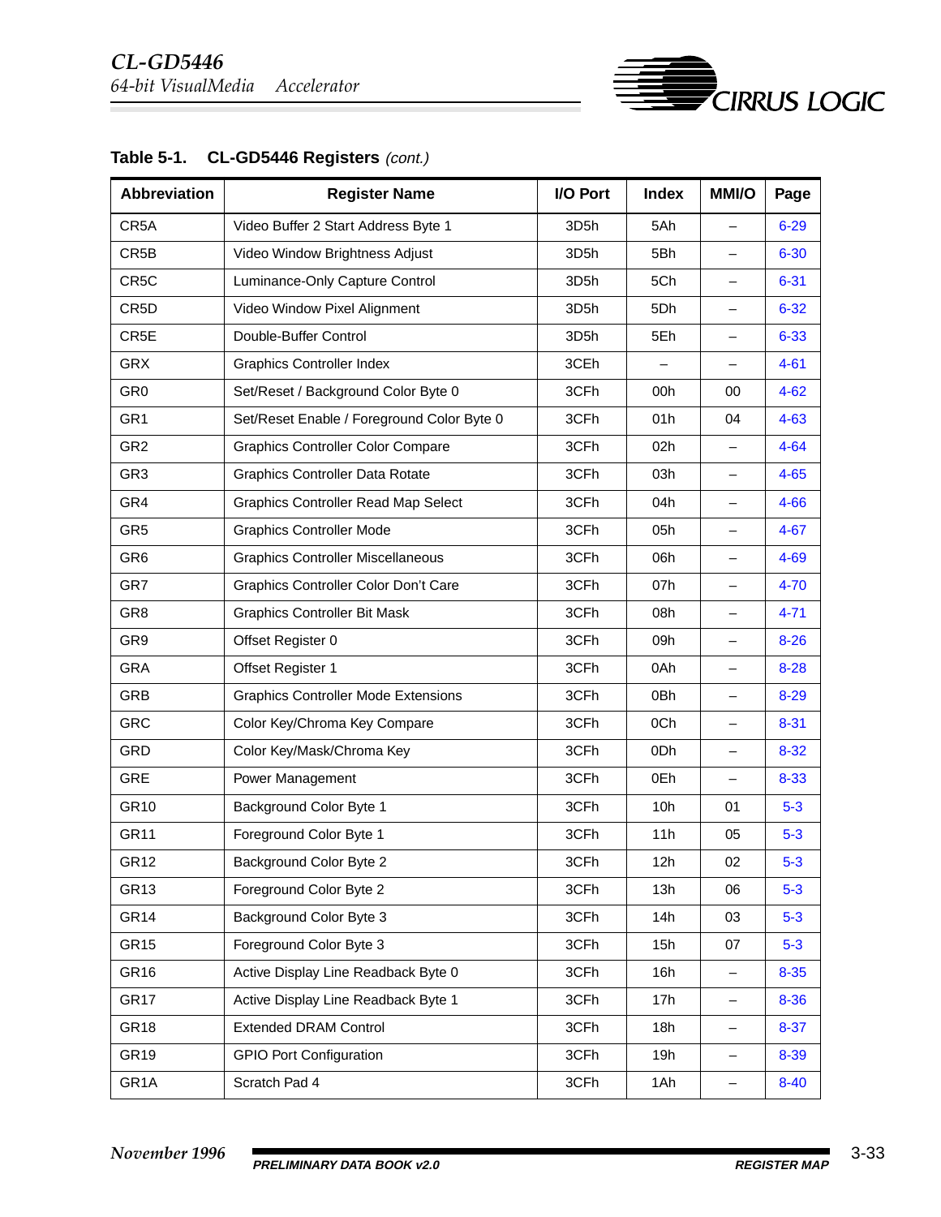**Table 5-1. CL-GD5446 Registers** *(cont.)*

| Abbreviation | Register Name | I/O Port | Index | MMI/O | Page |
|---|---|---|---|---|---|
| CR5A | Video Buffer 2 Start Address Byte 1 | 3D5h | 5Ah | – | 6-29 |
| CR5B | Video Window Brightness Adjust | 3D5h | 5Bh | – | 6-30 |
| CR5C | Luminance-Only Capture Control | 3D5h | 5Ch | – | 6-31 |
| CR5D | Video Window Pixel Alignment | 3D5h | 5Dh | – | 6-32 |
| CR5E | Double-Buffer Control | 3D5h | 5Eh | – | 6-33 |
| GRX | Graphics Controller Index | 3CEh | – | – | 4-61 |
| GR0 | Set/Reset / Background Color Byte 0 | 3CFh | 00h | 00 | 4-62 |
| GR1 | Set/Reset Enable / Foreground Color Byte 0 | 3CFh | 01h | 04 | 4-63 |
| GR2 | Graphics Controller Color Compare | 3CFh | 02h | – | 4-64 |
| GR3 | Graphics Controller Data Rotate | 3CFh | 03h | – | 4-65 |
| GR4 | Graphics Controller Read Map Select | 3CFh | 04h | – | 4-66 |
| GR5 | Graphics Controller Mode | 3CFh | 05h | – | 4-67 |
| GR6 | Graphics Controller Miscellaneous | 3CFh | 06h | – | 4-69 |
| GR7 | Graphics Controller Color Don't Care | 3CFh | 07h | – | 4-70 |
| GR8 | Graphics Controller Bit Mask | 3CFh | 08h | – | 4-71 |
| GR9 | Offset Register 0 | 3CFh | 09h | – | 8-26 |
| GRA | Offset Register 1 | 3CFh | 0Ah | – | 8-28 |
| GRB | Graphics Controller Mode Extensions | 3CFh | 0Bh | – | 8-29 |
| GRC | Color Key/Chroma Key Compare | 3CFh | 0Ch | – | 8-31 |
| GRD | Color Key/Mask/Chroma Key | 3CFh | 0Dh | – | 8-32 |
| GRE | Power Management | 3CFh | 0Eh | – | 8-33 |
| GR10 | Background Color Byte 1 | 3CFh | 10h | 01 | 5-3 |
| GR11 | Foreground Color Byte 1 | 3CFh | 11h | 05 | 5-3 |
| GR12 | Background Color Byte 2 | 3CFh | 12h | 02 | 5-3 |
| GR13 | Foreground Color Byte 2 | 3CFh | 13h | 06 | 5-3 |
| GR14 | Background Color Byte 3 | 3CFh | 14h | 03 | 5-3 |
| GR15 | Foreground Color Byte 3 | 3CFh | 15h | 07 | 5-3 |
| GR16 | Active Display Line Readback Byte 0 | 3CFh | 16h | – | 8-35 |
| GR17 | Active Display Line Readback Byte 1 | 3CFh | 17h | – | 8-36 |
| GR18 | Extended DRAM Control | 3CFh | 18h | – | 8-37 |
| GR19 | GPIO Port Configuration | 3CFh | 19h | – | 8-39 |
| GR1A | Scratch Pad 4 | 3CFh | 1Ah | – | 8-40 |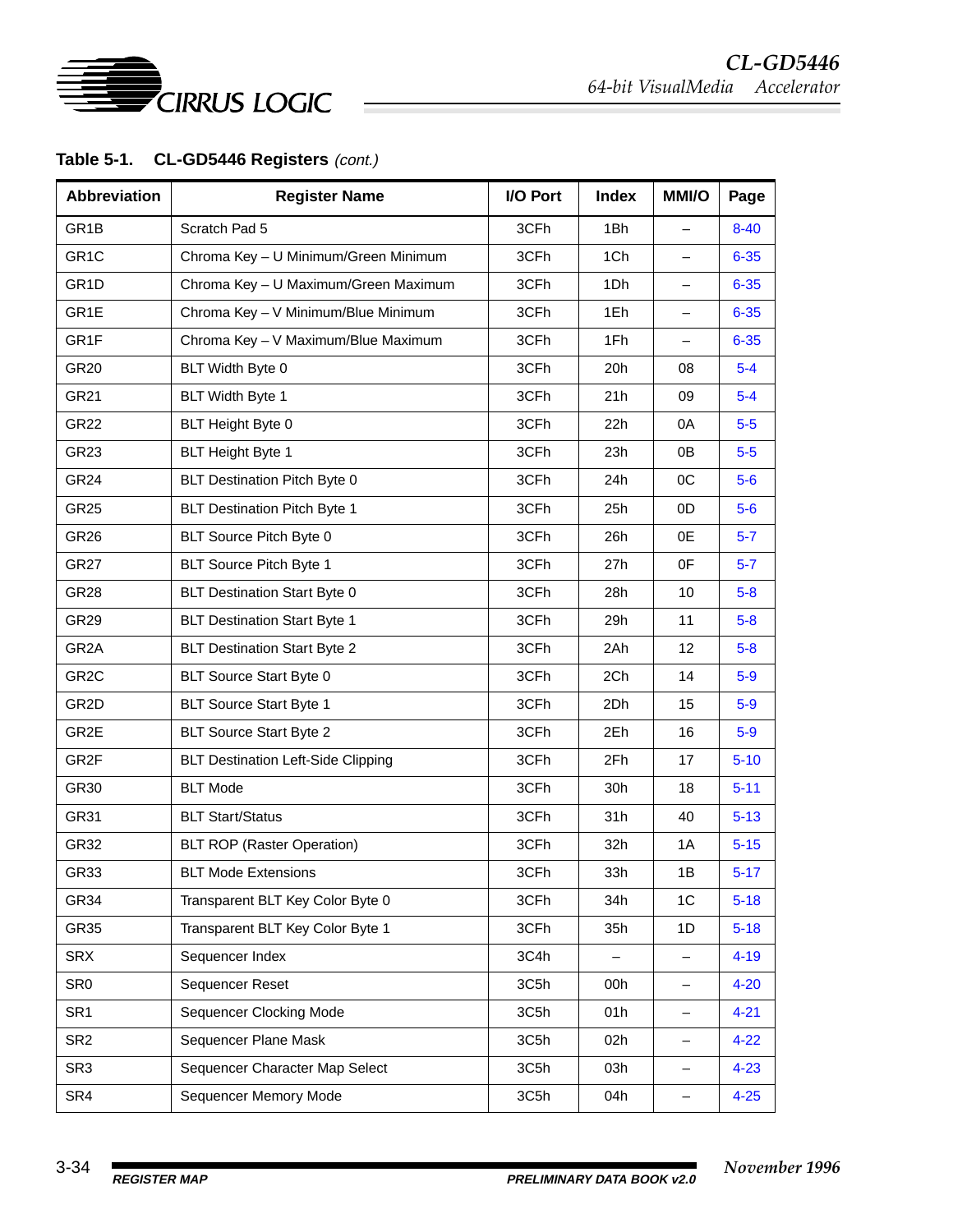**Table 5-1. CL-GD5446 Registers** *(cont.)*

| Abbreviation | Register Name | I/O Port | Index | MMI/O | Page |
|---|---|---|---|---|---|
| GR1B | Scratch Pad 5 | 3CFh | 1Bh | – | 8-40 |
| GR1C | Chroma Key – U Minimum/Green Minimum | 3CFh | 1Ch | – | 6-35 |
| GR1D | Chroma Key – U Maximum/Green Maximum | 3CFh | 1Dh | – | 6-35 |
| GR1E | Chroma Key – V Minimum/Blue Minimum | 3CFh | 1Eh | – | 6-35 |
| GR1F | Chroma Key – V Maximum/Blue Maximum | 3CFh | 1Fh | – | 6-35 |
| GR20 | BLT Width Byte 0 | 3CFh | 20h | 08 | 5-4 |
| GR21 | BLT Width Byte 1 | 3CFh | 21h | 09 | 5-4 |
| GR22 | BLT Height Byte 0 | 3CFh | 22h | 0A | 5-5 |
| GR23 | BLT Height Byte 1 | 3CFh | 23h | 0B | 5-5 |
| GR24 | BLT Destination Pitch Byte 0 | 3CFh | 24h | 0C | 5-6 |
| GR25 | BLT Destination Pitch Byte 1 | 3CFh | 25h | 0D | 5-6 |
| GR26 | BLT Source Pitch Byte 0 | 3CFh | 26h | 0E | 5-7 |
| GR27 | BLT Source Pitch Byte 1 | 3CFh | 27h | 0F | 5-7 |
| GR28 | BLT Destination Start Byte 0 | 3CFh | 28h | 10 | 5-8 |
| GR29 | BLT Destination Start Byte 1 | 3CFh | 29h | 11 | 5-8 |
| GR2A | BLT Destination Start Byte 2 | 3CFh | 2Ah | 12 | 5-8 |
| GR2C | BLT Source Start Byte 0 | 3CFh | 2Ch | 14 | 5-9 |
| GR2D | BLT Source Start Byte 1 | 3CFh | 2Dh | 15 | 5-9 |
| GR2E | BLT Source Start Byte 2 | 3CFh | 2Eh | 16 | 5-9 |
| GR2F | BLT Destination Left-Side Clipping | 3CFh | 2Fh | 17 | 5-10 |
| GR30 | BLT Mode | 3CFh | 30h | 18 | 5-11 |
| GR31 | BLT Start/Status | 3CFh | 31h | 40 | 5-13 |
| GR32 | BLT ROP (Raster Operation) | 3CFh | 32h | 1A | 5-15 |
| GR33 | BLT Mode Extensions | 3CFh | 33h | 1B | 5-17 |
| GR34 | Transparent BLT Key Color Byte 0 | 3CFh | 34h | 1C | 5-18 |
| GR35 | Transparent BLT Key Color Byte 1 | 3CFh | 35h | 1D | 5-18 |
| SRX | Sequencer Index | 3C4h | – | – | 4-19 |
| SR0 | Sequencer Reset | 3C5h | 00h | – | 4-20 |
| SR1 | Sequencer Clocking Mode | 3C5h | 01h | – | 4-21 |
| SR2 | Sequencer Plane Mask | 3C5h | 02h | – | 4-22 |
| SR3 | Sequencer Character Map Select | 3C5h | 03h | – | 4-23 |
| SR4 | Sequencer Memory Mode | 3C5h | 04h | – | 4-25 |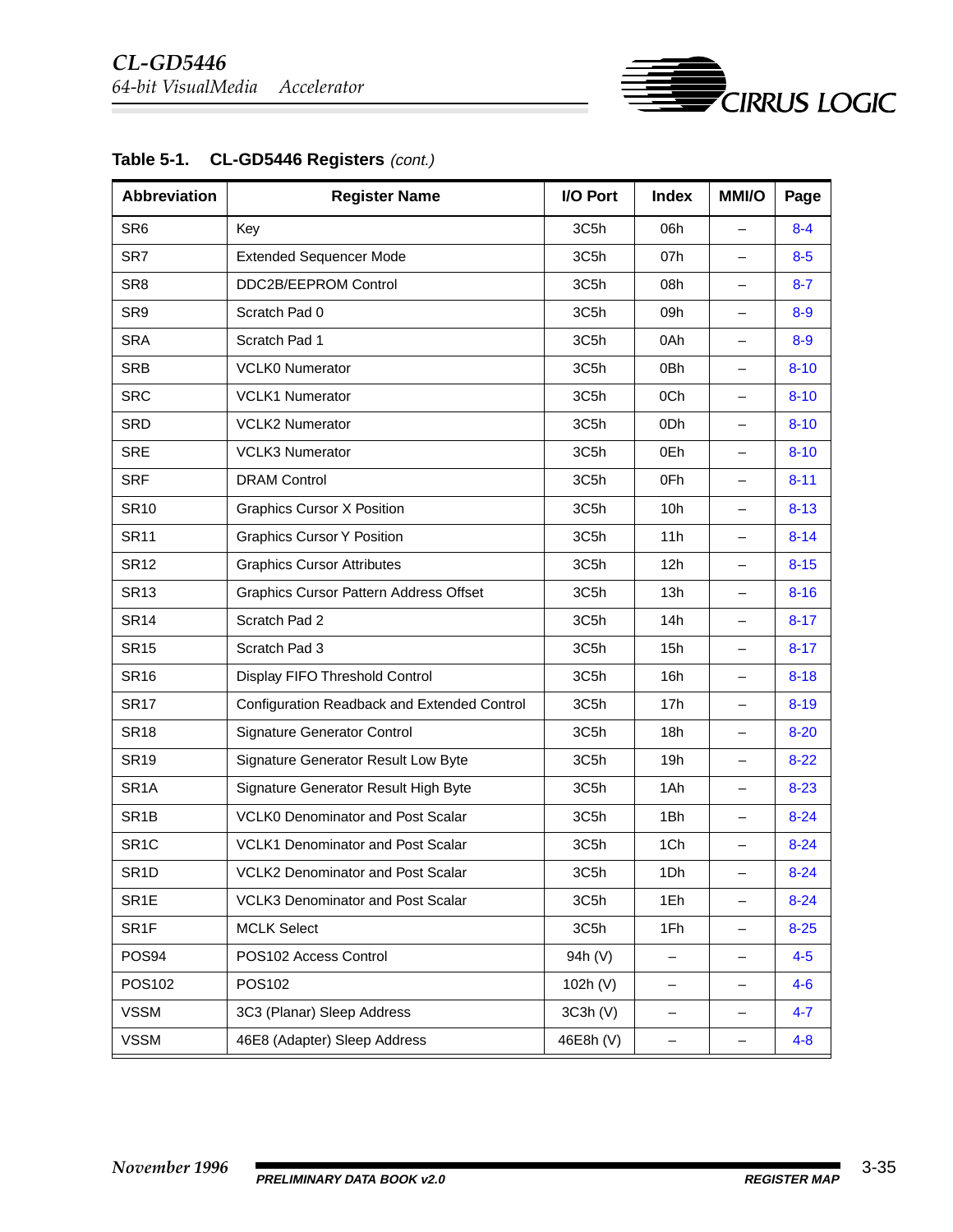**Table 5-1. CL-GD5446 Registers** *(cont.)*

| Abbreviation | Register Name | I/O Port | Index | MMI/O | Page |
|---|---|---|---|---|---|
| SR6 | Key | 3C5h | 06h | – | 8-4 |
| SR7 | Extended Sequencer Mode | 3C5h | 07h | – | 8-5 |
| SR8 | DDC2B/EEPROM Control | 3C5h | 08h | – | 8-7 |
| SR9 | Scratch Pad 0 | 3C5h | 09h | – | 8-9 |
| SRA | Scratch Pad 1 | 3C5h | 0Ah | – | 8-9 |
| SRB | VCLK0 Numerator | 3C5h | 0Bh | – | 8-10 |
| SRC | VCLK1 Numerator | 3C5h | 0Ch | – | 8-10 |
| SRD | VCLK2 Numerator | 3C5h | 0Dh | – | 8-10 |
| SRE | VCLK3 Numerator | 3C5h | 0Eh | – | 8-10 |
| SRF | DRAM Control | 3C5h | 0Fh | – | 8-11 |
| SR10 | Graphics Cursor X Position | 3C5h | 10h | – | 8-13 |
| SR11 | Graphics Cursor Y Position | 3C5h | 11h | – | 8-14 |
| SR12 | Graphics Cursor Attributes | 3C5h | 12h | – | 8-15 |
| SR13 | Graphics Cursor Pattern Address Offset | 3C5h | 13h | – | 8-16 |
| SR14 | Scratch Pad 2 | 3C5h | 14h | – | 8-17 |
| SR15 | Scratch Pad 3 | 3C5h | 15h | – | 8-17 |
| SR16 | Display FIFO Threshold Control | 3C5h | 16h | – | 8-18 |
| SR17 | Configuration Readback and Extended Control | 3C5h | 17h | – | 8-19 |
| SR18 | Signature Generator Control | 3C5h | 18h | – | 8-20 |
| SR19 | Signature Generator Result Low Byte | 3C5h | 19h | – | 8-22 |
| SR1A | Signature Generator Result High Byte | 3C5h | 1Ah | – | 8-23 |
| SR1B | VCLK0 Denominator and Post Scalar | 3C5h | 1Bh | – | 8-24 |
| SR1C | VCLK1 Denominator and Post Scalar | 3C5h | 1Ch | – | 8-24 |
| SR1D | VCLK2 Denominator and Post Scalar | 3C5h | 1Dh | – | 8-24 |
| SR1E | VCLK3 Denominator and Post Scalar | 3C5h | 1Eh | – | 8-24 |
| SR1F | MCLK Select | 3C5h | 1Fh | – | 8-25 |
| POS94 | POS102 Access Control | 94h (V) | – | – | 4-5 |
| POS102 | POS102 | 102h (V) | – | – | 4-6 |
| VSSM | 3C3 (Planar) Sleep Address | 3C3h (V) | – | – | 4-7 |
| VSSM | 46E8 (Adapter) Sleep Address | 46E8h (V) | – | – | 4-8 |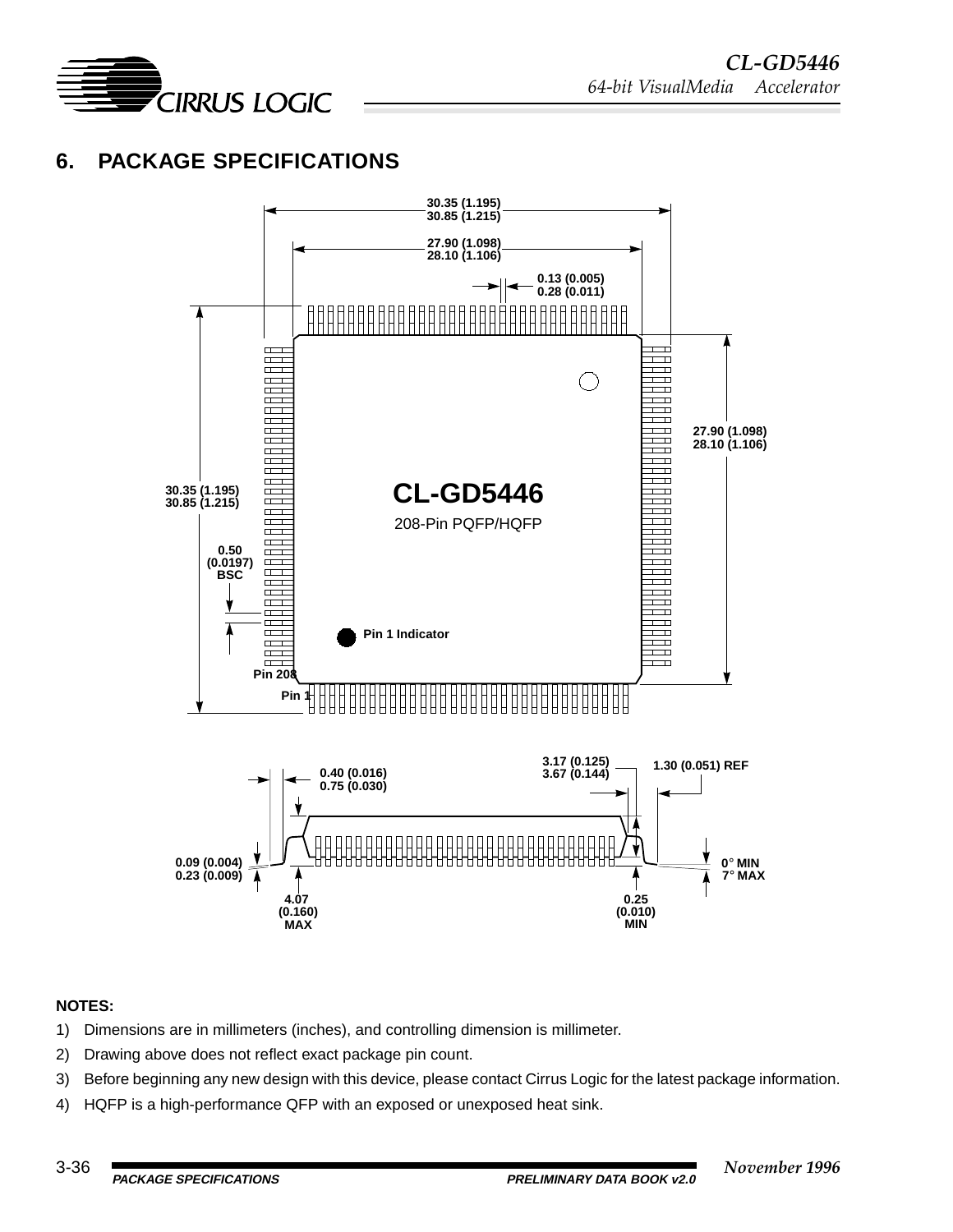# 6. PACKAGE SPECIFICATIONS

30.35 (1.195)
30.85 (1.215)

27.90 (1.098)
28.10 (1.106)

0.13 (0.005)
0.28 (0.011)

27.90 (1.098)
28.10 (1.106)

30.35 (1.195)
30.85 (1.215)

**CL-GD5446**

208-Pin PQFP/HQFP

0.50
(0.0197)
BSC

Pin 1 Indicator

Pin 208

Pin 1

0.40 (0.016)
0.75 (0.030)

3.17 (0.125)
3.67 (0.144)

1.30 (0.051) REF

0.09 (0.004)
0.23 (0.009)

4.07
(0.160)
MAX

0.25
(0.010)
MIN

0° MIN
7° MAX

**NOTES:**

1) Dimensions are in millimeters (inches), and controlling dimension is millimeter.
2) Drawing above does not reflect exact package pin count.
3) Before beginning any new design with this device, please contact Cirrus Logic for the latest package information.
4) HQFP is a high-performance QFP with an exposed or unexposed heat sink.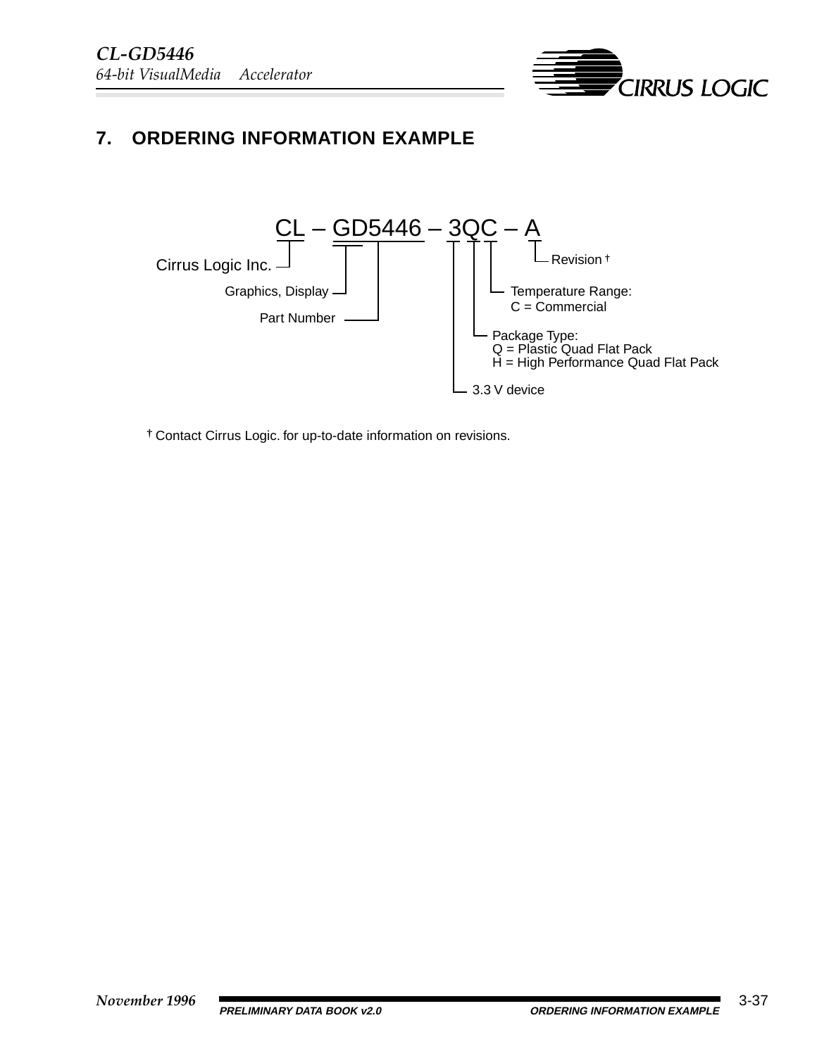## 7. ORDERING INFORMATION EXAMPLE

CL – GD5446 – 3QC – A

- CL: Cirrus Logic Inc.
- GD: Graphics, Display
- 5446: Part Number
- 3: 3.3 V device
- Q: Package Type:
  - Q = Plastic Quad Flat Pack
  - H = High Performance Quad Flat Pack
- C: Temperature Range:
  - C = Commercial
- A: Revision †

† Contact Cirrus Logic. for up-to-date information on revisions.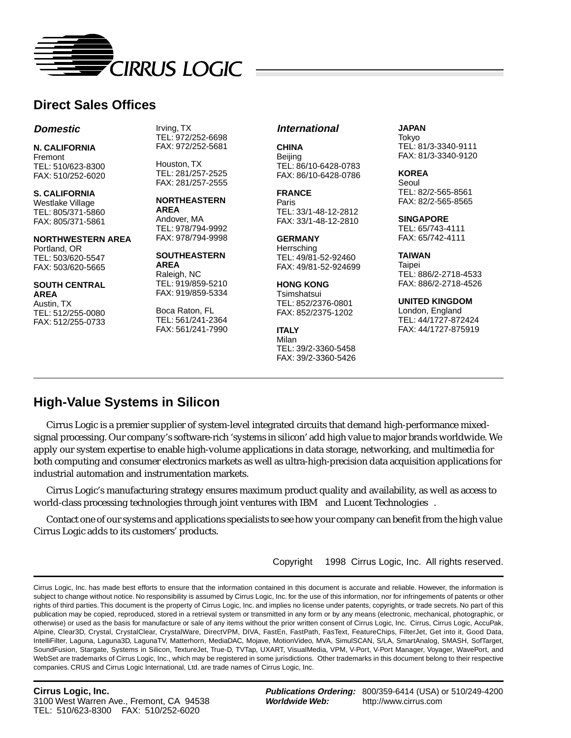CIRRUS LOGIC

## Direct Sales Offices

### *Domestic*

**N. CALIFORNIA**
Fremont
TEL: 510/623-8300
FAX: 510/252-6020

**S. CALIFORNIA**
Westlake Village
TEL: 805/371-5860
FAX: 805/371-5861

**NORTHWESTERN AREA**
Portland, OR
TEL: 503/620-5547
FAX: 503/620-5665

**SOUTH CENTRAL AREA**
Austin, TX
TEL: 512/255-0080
FAX: 512/255-0733

Irving, TX
TEL: 972/252-6698
FAX: 972/252-5681

Houston, TX
TEL: 281/257-2525
FAX: 281/257-2555

**NORTHEASTERN AREA**
Andover, MA
TEL: 978/794-9992
FAX: 978/794-9998

**SOUTHEASTERN AREA**
Raleigh, NC
TEL: 919/859-5210
FAX: 919/859-5334

Boca Raton, FL
TEL: 561/241-2364
FAX: 561/241-7990

### *International*

**CHINA**
Beijing
TEL: 86/10-6428-0783
FAX: 86/10-6428-0786

**FRANCE**
Paris
TEL: 33/1-48-12-2812
FAX: 33/1-48-12-2810

**GERMANY**
Herrsching
TEL: 49/81-52-92460
FAX: 49/81-52-924699

**HONG KONG**
Tsimshatsui
TEL: 852/2376-0801
FAX: 852/2375-1202

**ITALY**
Milan
TEL: 39/2-3360-5458
FAX: 39/2-3360-5426

**JAPAN**
Tokyo
TEL: 81/3-3340-9111
FAX: 81/3-3340-9120

**KOREA**
Seoul
TEL: 82/2-565-8561
FAX: 82/2-565-8565

**SINGAPORE**
TEL: 65/743-4111
FAX: 65/742-4111

**TAIWAN**
Taipei
TEL: 886/2-2718-4533
FAX: 886/2-2718-4526

**UNITED KINGDOM**
London, England
TEL: 44/1727-872424
FAX: 44/1727-875919

---

## High-Value Systems in Silicon

Cirrus Logic is a premier supplier of system-level integrated circuits that demand high-performance mixed-signal processing. Our company's software-rich 'systems in silicon' add high value to major brands worldwide. We apply our system expertise to enable high-volume applications in data storage, networking, and multimedia for both computing and consumer electronics markets as well as ultra-high-precision data acquisition applications for industrial automation and instrumentation markets.

Cirrus Logic's manufacturing strategy ensures maximum product quality and availability, as well as access to world-class processing technologies through joint ventures with IBM and Lucent Technologies.

Contact one of our systems and applications specialists to see how your company can benefit from the high value Cirrus Logic adds to its customers' products.

Copyright 1998 Cirrus Logic, Inc. All rights reserved.

---

Cirrus Logic, Inc. has made best efforts to ensure that the information contained in this document is accurate and reliable. However, the information is subject to change without notice. No responsibility is assumed by Cirrus Logic, Inc. for the use of this information, nor for infringements of patents or other rights of third parties. This document is the property of Cirrus Logic, Inc. and implies no license under patents, copyrights, or trade secrets. No part of this publication may be copied, reproduced, stored in a retrieval system or transmitted in any form or by any means (electronic, mechanical, photographic, or otherwise) or used as the basis for manufacture or sale of any items without the prior written consent of Cirrus Logic, Inc. Cirrus, Cirrus Logic, AccuPak, Alpine, Clear3D, Crystal, CrystalClear, CrystalWare, DirectVPM, DIVA, FastEn, FastPath, FasText, FeatureChips, FilterJet, Get into it, Good Data, IntelliFilter, Laguna, Laguna3D, LagunaTV, Matterhorn, MediaDAC, Mojave, MotionVideo, MVA, SimulSCAN, S/LA, SmartAnalog, SMASH, SofTarget, SoundFusion, Stargate, Systems in Silicon, TextureJet, True-D, TVTap, UXART, VisualMedia, VPM, V-Port, V-Port Manager, Voyager, WavePort, and WebSet are trademarks of Cirrus Logic, Inc., which may be registered in some jurisdictions. Other trademarks in this document belong to their respective companies. CRUS and Cirrus Logic International, Ltd. are trade names of Cirrus Logic, Inc.

---

**Cirrus Logic, Inc.**
3100 West Warren Ave., Fremont, CA 94538
TEL: 510/623-8300 FAX: 510/252-6020

***Publications Ordering:*** 800/359-6414 (USA) or 510/249-4200
***Worldwide Web:*** http://www.cirrus.com